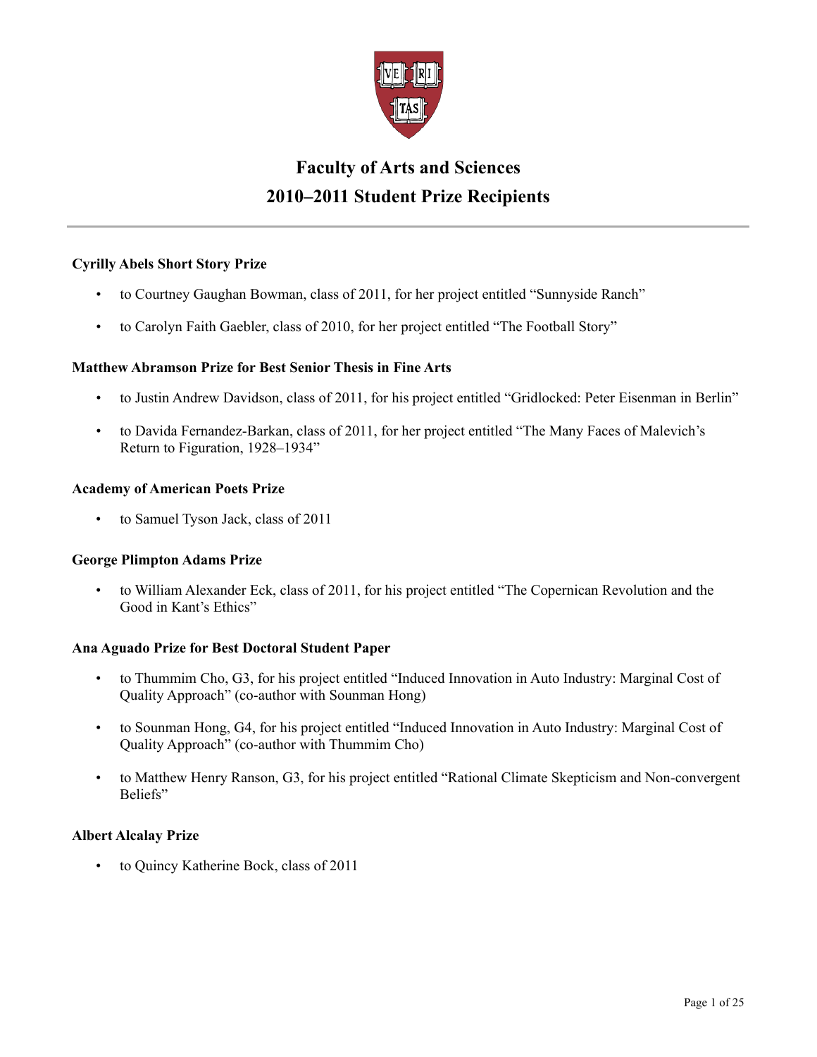# Faculty of Arts and Sciences
# 2010–2011 Student Prize Recipients

---

**Cyrilly Abels Short Story Prize**

- to Courtney Gaughan Bowman, class of 2011, for her project entitled "Sunnyside Ranch"
- to Carolyn Faith Gaebler, class of 2010, for her project entitled "The Football Story"

**Matthew Abramson Prize for Best Senior Thesis in Fine Arts**

- to Justin Andrew Davidson, class of 2011, for his project entitled "Gridlocked: Peter Eisenman in Berlin"
- to Davida Fernandez-Barkan, class of 2011, for her project entitled "The Many Faces of Malevich's Return to Figuration, 1928–1934"

**Academy of American Poets Prize**

- to Samuel Tyson Jack, class of 2011

**George Plimpton Adams Prize**

- to William Alexander Eck, class of 2011, for his project entitled "The Copernican Revolution and the Good in Kant's Ethics"

**Ana Aguado Prize for Best Doctoral Student Paper**

- to Thummim Cho, G3, for his project entitled "Induced Innovation in Auto Industry: Marginal Cost of Quality Approach" (co-author with Sounman Hong)
- to Sounman Hong, G4, for his project entitled "Induced Innovation in Auto Industry: Marginal Cost of Quality Approach" (co-author with Thummim Cho)
- to Matthew Henry Ranson, G3, for his project entitled "Rational Climate Skepticism and Non-convergent Beliefs"

**Albert Alcalay Prize**

- to Quincy Katherine Bock, class of 2011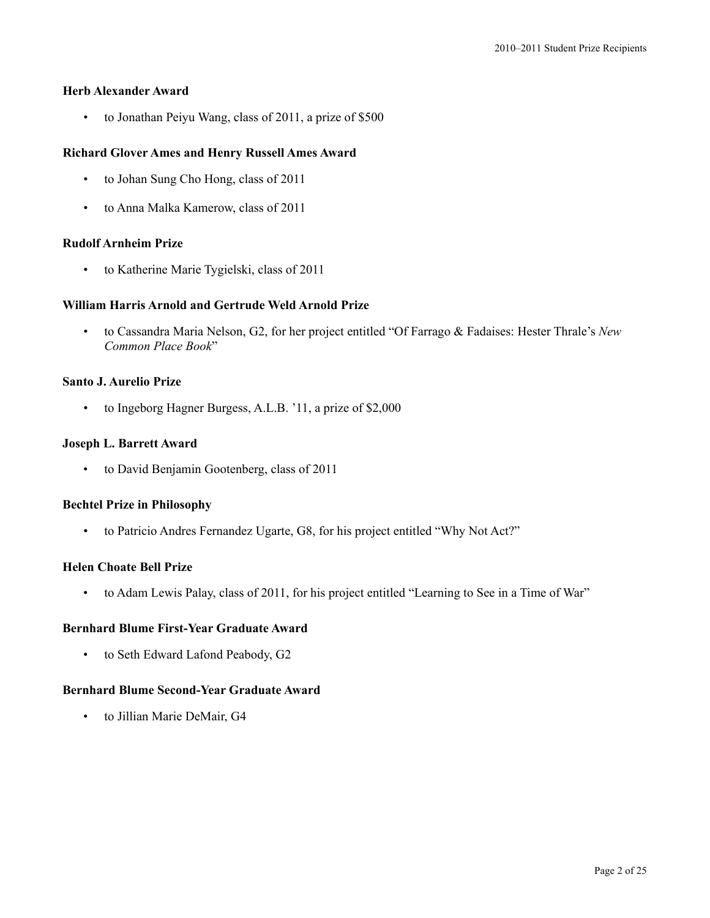### Herb Alexander Award

- to Jonathan Peiyu Wang, class of 2011, a prize of $500

### Richard Glover Ames and Henry Russell Ames Award

- to Johan Sung Cho Hong, class of 2011
- to Anna Malka Kamerow, class of 2011

### Rudolf Arnheim Prize

- to Katherine Marie Tygielski, class of 2011

### William Harris Arnold and Gertrude Weld Arnold Prize

- to Cassandra Maria Nelson, G2, for her project entitled "Of Farrago & Fadaises: Hester Thrale's *New Common Place Book*"

### Santo J. Aurelio Prize

- to Ingeborg Hagner Burgess, A.L.B. '11, a prize of $2,000

### Joseph L. Barrett Award

- to David Benjamin Gootenberg, class of 2011

### Bechtel Prize in Philosophy

- to Patricio Andres Fernandez Ugarte, G8, for his project entitled "Why Not Act?"

### Helen Choate Bell Prize

- to Adam Lewis Palay, class of 2011, for his project entitled "Learning to See in a Time of War"

### Bernhard Blume First-Year Graduate Award

- to Seth Edward Lafond Peabody, G2

### Bernhard Blume Second-Year Graduate Award

- to Jillian Marie DeMair, G4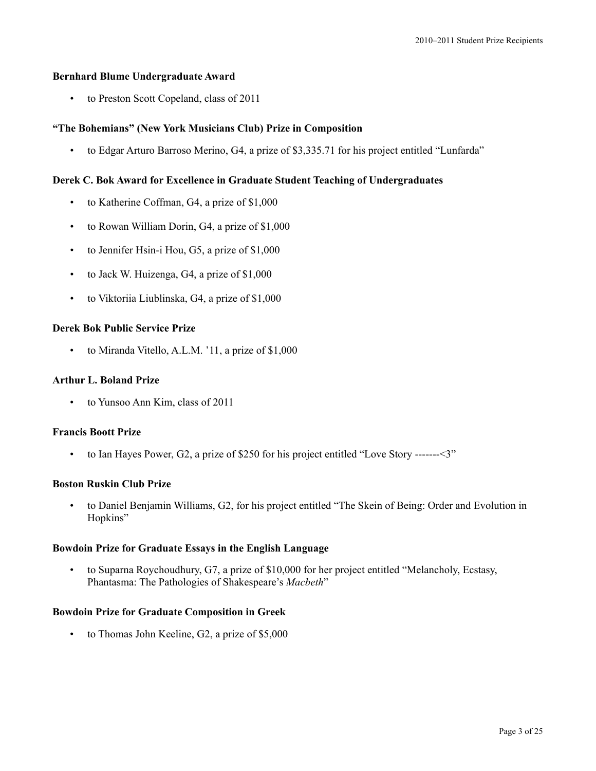**Bernhard Blume Undergraduate Award**

- to Preston Scott Copeland, class of 2011

**"The Bohemians" (New York Musicians Club) Prize in Composition**

- to Edgar Arturo Barroso Merino, G4, a prize of $3,335.71 for his project entitled "Lunfarda"

**Derek C. Bok Award for Excellence in Graduate Student Teaching of Undergraduates**

- to Katherine Coffman, G4, a prize of $1,000
- to Rowan William Dorin, G4, a prize of $1,000
- to Jennifer Hsin-i Hou, G5, a prize of $1,000
- to Jack W. Huizenga, G4, a prize of $1,000
- to Viktoriia Liublinska, G4, a prize of $1,000

**Derek Bok Public Service Prize**

- to Miranda Vitello, A.L.M. '11, a prize of $1,000

**Arthur L. Boland Prize**

- to Yunsoo Ann Kim, class of 2011

**Francis Boott Prize**

- to Ian Hayes Power, G2, a prize of $250 for his project entitled "Love Story -------<3"

**Boston Ruskin Club Prize**

- to Daniel Benjamin Williams, G2, for his project entitled "The Skein of Being: Order and Evolution in Hopkins"

**Bowdoin Prize for Graduate Essays in the English Language**

- to Suparna Roychoudhury, G7, a prize of $10,000 for her project entitled "Melancholy, Ecstasy, Phantasma: The Pathologies of Shakespeare's *Macbeth*"

**Bowdoin Prize for Graduate Composition in Greek**

- to Thomas John Keeline, G2, a prize of $5,000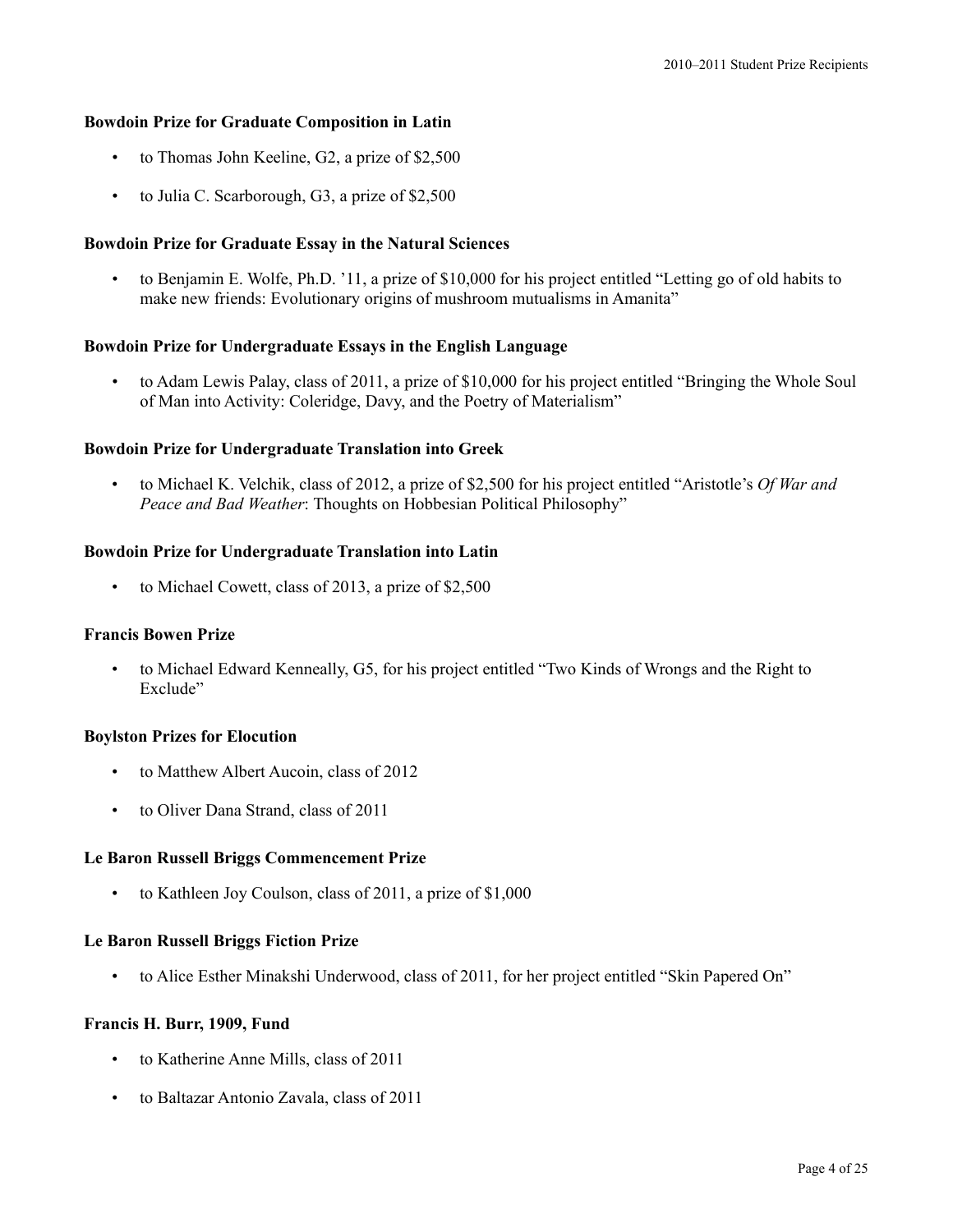### Bowdoin Prize for Graduate Composition in Latin

- to Thomas John Keeline, G2, a prize of $2,500
- to Julia C. Scarborough, G3, a prize of $2,500

### Bowdoin Prize for Graduate Essay in the Natural Sciences

- to Benjamin E. Wolfe, Ph.D. '11, a prize of $10,000 for his project entitled "Letting go of old habits to make new friends: Evolutionary origins of mushroom mutualisms in Amanita"

### Bowdoin Prize for Undergraduate Essays in the English Language

- to Adam Lewis Palay, class of 2011, a prize of $10,000 for his project entitled "Bringing the Whole Soul of Man into Activity: Coleridge, Davy, and the Poetry of Materialism"

### Bowdoin Prize for Undergraduate Translation into Greek

- to Michael K. Velchik, class of 2012, a prize of $2,500 for his project entitled "Aristotle's *Of War and Peace and Bad Weather*: Thoughts on Hobbesian Political Philosophy"

### Bowdoin Prize for Undergraduate Translation into Latin

- to Michael Cowett, class of 2013, a prize of $2,500

### Francis Bowen Prize

- to Michael Edward Kenneally, G5, for his project entitled "Two Kinds of Wrongs and the Right to Exclude"

### Boylston Prizes for Elocution

- to Matthew Albert Aucoin, class of 2012
- to Oliver Dana Strand, class of 2011

### Le Baron Russell Briggs Commencement Prize

- to Kathleen Joy Coulson, class of 2011, a prize of $1,000

### Le Baron Russell Briggs Fiction Prize

- to Alice Esther Minakshi Underwood, class of 2011, for her project entitled "Skin Papered On"

### Francis H. Burr, 1909, Fund

- to Katherine Anne Mills, class of 2011
- to Baltazar Antonio Zavala, class of 2011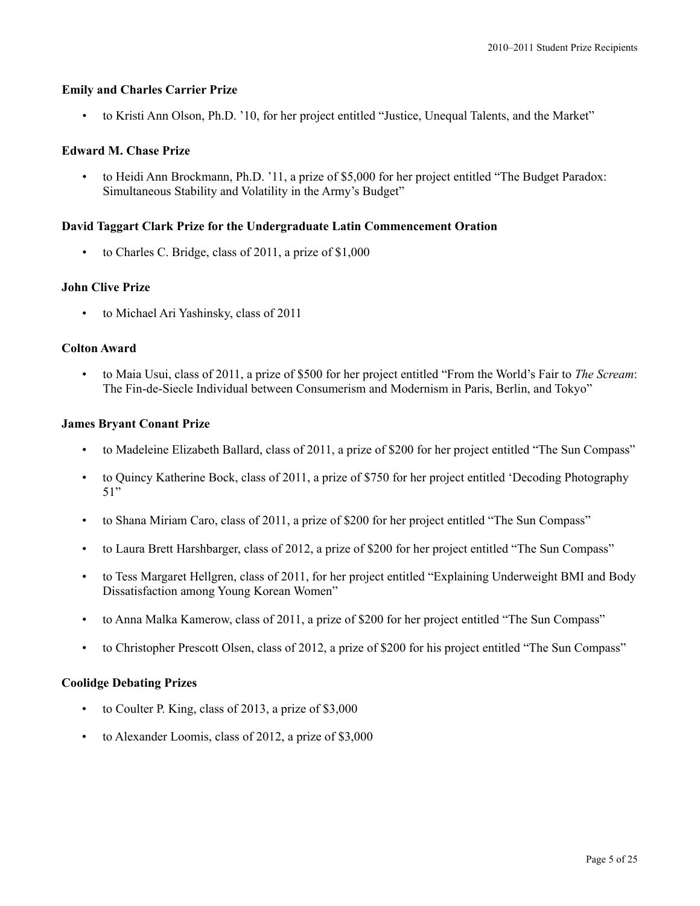**Emily and Charles Carrier Prize**

- to Kristi Ann Olson, Ph.D. ’10, for her project entitled “Justice, Unequal Talents, and the Market”

**Edward M. Chase Prize**

- to Heidi Ann Brockmann, Ph.D. ’11, a prize of $5,000 for her project entitled “The Budget Paradox: Simultaneous Stability and Volatility in the Army’s Budget”

**David Taggart Clark Prize for the Undergraduate Latin Commencement Oration**

- to Charles C. Bridge, class of 2011, a prize of $1,000

**John Clive Prize**

- to Michael Ari Yashinsky, class of 2011

**Colton Award**

- to Maia Usui, class of 2011, a prize of $500 for her project entitled “From the World’s Fair to *The Scream*: The Fin-de-Siecle Individual between Consumerism and Modernism in Paris, Berlin, and Tokyo”

**James Bryant Conant Prize**

- to Madeleine Elizabeth Ballard, class of 2011, a prize of $200 for her project entitled “The Sun Compass”
- to Quincy Katherine Bock, class of 2011, a prize of $750 for her project entitled ‘Decoding Photography 51”
- to Shana Miriam Caro, class of 2011, a prize of $200 for her project entitled “The Sun Compass”
- to Laura Brett Harshbarger, class of 2012, a prize of $200 for her project entitled “The Sun Compass”
- to Tess Margaret Hellgren, class of 2011, for her project entitled “Explaining Underweight BMI and Body Dissatisfaction among Young Korean Women”
- to Anna Malka Kamerow, class of 2011, a prize of $200 for her project entitled “The Sun Compass”
- to Christopher Prescott Olsen, class of 2012, a prize of $200 for his project entitled “The Sun Compass”

**Coolidge Debating Prizes**

- to Coulter P. King, class of 2013, a prize of $3,000
- to Alexander Loomis, class of 2012, a prize of $3,000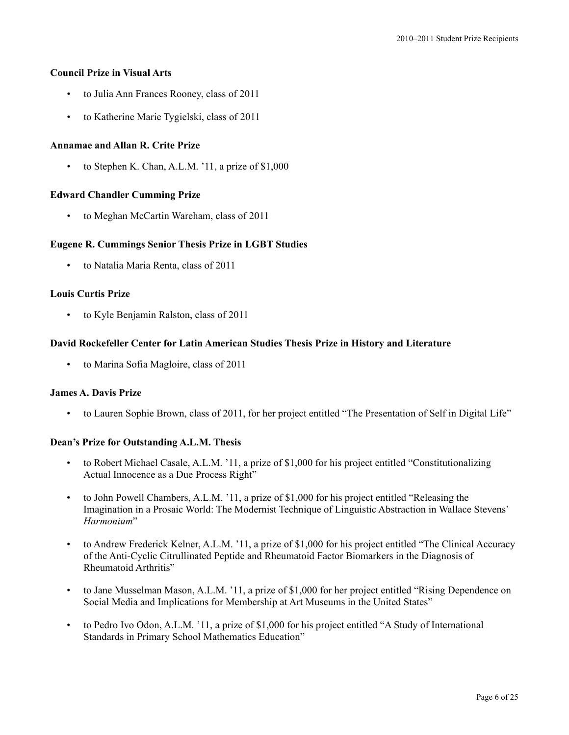**Council Prize in Visual Arts**

- to Julia Ann Frances Rooney, class of 2011
- to Katherine Marie Tygielski, class of 2011

**Annamae and Allan R. Crite Prize**

- to Stephen K. Chan, A.L.M. ’11, a prize of $1,000

**Edward Chandler Cumming Prize**

- to Meghan McCartin Wareham, class of 2011

**Eugene R. Cummings Senior Thesis Prize in LGBT Studies**

- to Natalia Maria Renta, class of 2011

**Louis Curtis Prize**

- to Kyle Benjamin Ralston, class of 2011

**David Rockefeller Center for Latin American Studies Thesis Prize in History and Literature**

- to Marina Sofia Magloire, class of 2011

**James A. Davis Prize**

- to Lauren Sophie Brown, class of 2011, for her project entitled “The Presentation of Self in Digital Life”

**Dean’s Prize for Outstanding A.L.M. Thesis**

- to Robert Michael Casale, A.L.M. ’11, a prize of $1,000 for his project entitled “Constitutionalizing Actual Innocence as a Due Process Right”
- to John Powell Chambers, A.L.M. ’11, a prize of $1,000 for his project entitled “Releasing the Imagination in a Prosaic World: The Modernist Technique of Linguistic Abstraction in Wallace Stevens’ *Harmonium*”
- to Andrew Frederick Kelner, A.L.M. ’11, a prize of $1,000 for his project entitled “The Clinical Accuracy of the Anti-Cyclic Citrullinated Peptide and Rheumatoid Factor Biomarkers in the Diagnosis of Rheumatoid Arthritis”
- to Jane Musselman Mason, A.L.M. ’11, a prize of $1,000 for her project entitled “Rising Dependence on Social Media and Implications for Membership at Art Museums in the United States”
- to Pedro Ivo Odon, A.L.M. ’11, a prize of $1,000 for his project entitled “A Study of International Standards in Primary School Mathematics Education”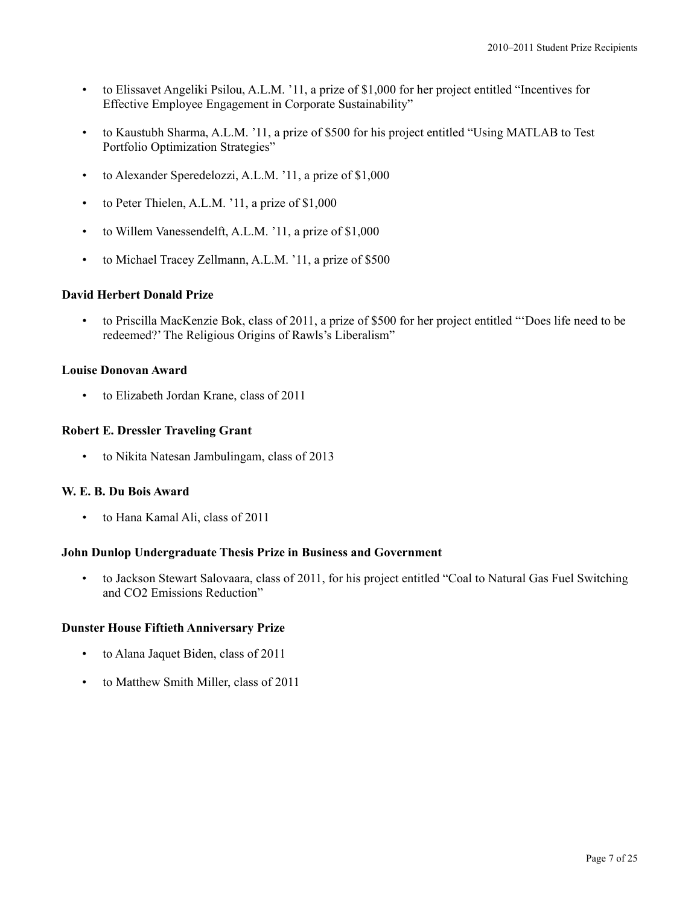- to Elissavet Angeliki Psilou, A.L.M. ’11, a prize of $1,000 for her project entitled “Incentives for Effective Employee Engagement in Corporate Sustainability”
- to Kaustubh Sharma, A.L.M. ’11, a prize of $500 for his project entitled “Using MATLAB to Test Portfolio Optimization Strategies”
- to Alexander Speredelozzi, A.L.M. ’11, a prize of $1,000
- to Peter Thielen, A.L.M. ’11, a prize of $1,000
- to Willem Vanessendelft, A.L.M. ’11, a prize of $1,000
- to Michael Tracey Zellmann, A.L.M. ’11, a prize of $500

**David Herbert Donald Prize**

- to Priscilla MacKenzie Bok, class of 2011, a prize of $500 for her project entitled “‘Does life need to be redeemed?’ The Religious Origins of Rawls’s Liberalism”

**Louise Donovan Award**

- to Elizabeth Jordan Krane, class of 2011

**Robert E. Dressler Traveling Grant**

- to Nikita Natesan Jambulingam, class of 2013

**W. E. B. Du Bois Award**

- to Hana Kamal Ali, class of 2011

**John Dunlop Undergraduate Thesis Prize in Business and Government**

- to Jackson Stewart Salovaara, class of 2011, for his project entitled “Coal to Natural Gas Fuel Switching and CO2 Emissions Reduction”

**Dunster House Fiftieth Anniversary Prize**

- to Alana Jaquet Biden, class of 2011
- to Matthew Smith Miller, class of 2011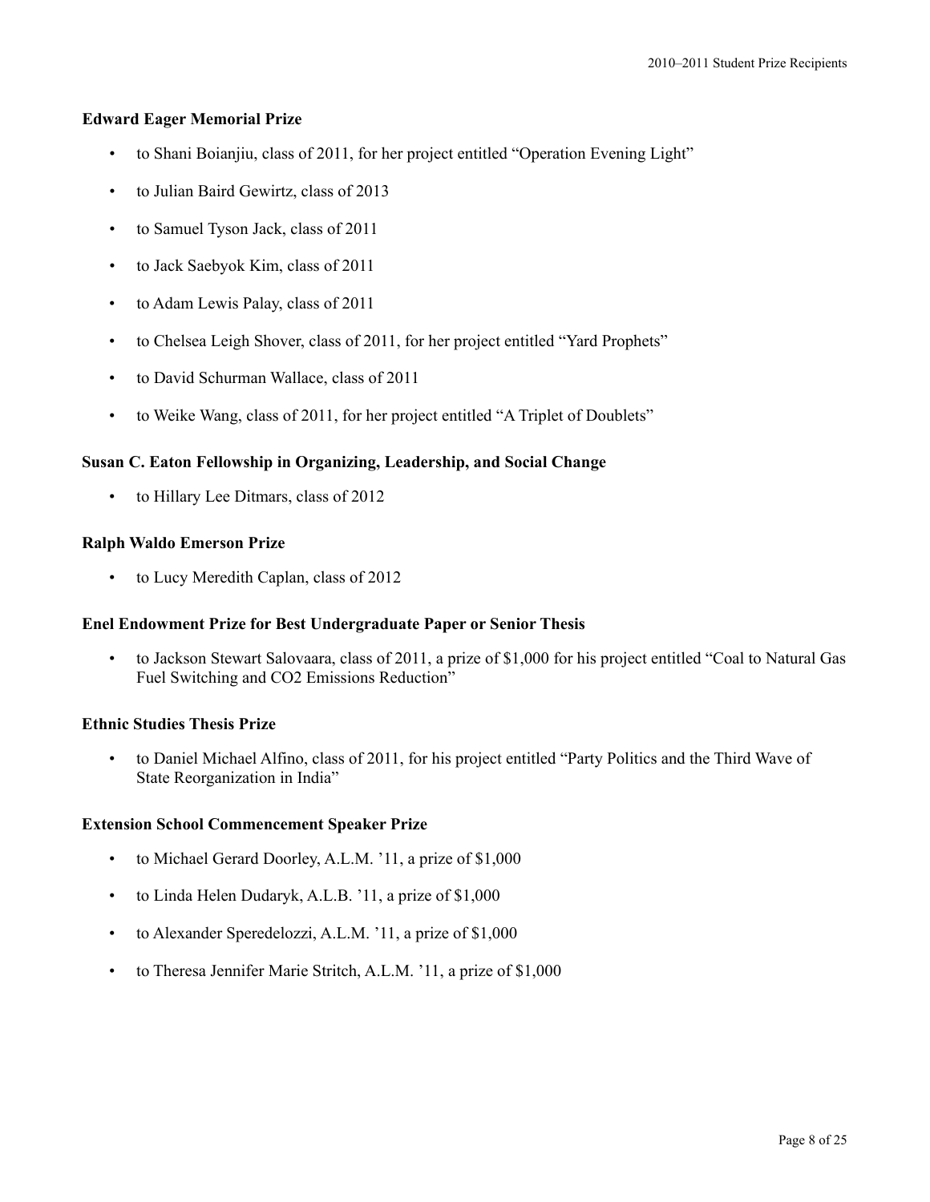### Edward Eager Memorial Prize

- to Shani Boianjiu, class of 2011, for her project entitled "Operation Evening Light"
- to Julian Baird Gewirtz, class of 2013
- to Samuel Tyson Jack, class of 2011
- to Jack Saebyok Kim, class of 2011
- to Adam Lewis Palay, class of 2011
- to Chelsea Leigh Shover, class of 2011, for her project entitled "Yard Prophets"
- to David Schurman Wallace, class of 2011
- to Weike Wang, class of 2011, for her project entitled "A Triplet of Doublets"

### Susan C. Eaton Fellowship in Organizing, Leadership, and Social Change

- to Hillary Lee Ditmars, class of 2012

### Ralph Waldo Emerson Prize

- to Lucy Meredith Caplan, class of 2012

### Enel Endowment Prize for Best Undergraduate Paper or Senior Thesis

- to Jackson Stewart Salovaara, class of 2011, a prize of $1,000 for his project entitled "Coal to Natural Gas Fuel Switching and $CO_2$ Emissions Reduction"

### Ethnic Studies Thesis Prize

- to Daniel Michael Alfino, class of 2011, for his project entitled "Party Politics and the Third Wave of State Reorganization in India"

### Extension School Commencement Speaker Prize

- to Michael Gerard Doorley, A.L.M. '11, a prize of $1,000
- to Linda Helen Dudaryk, A.L.B. '11, a prize of $1,000
- to Alexander Speredelozzi, A.L.M. '11, a prize of $1,000
- to Theresa Jennifer Marie Stritch, A.L.M. '11, a prize of $1,000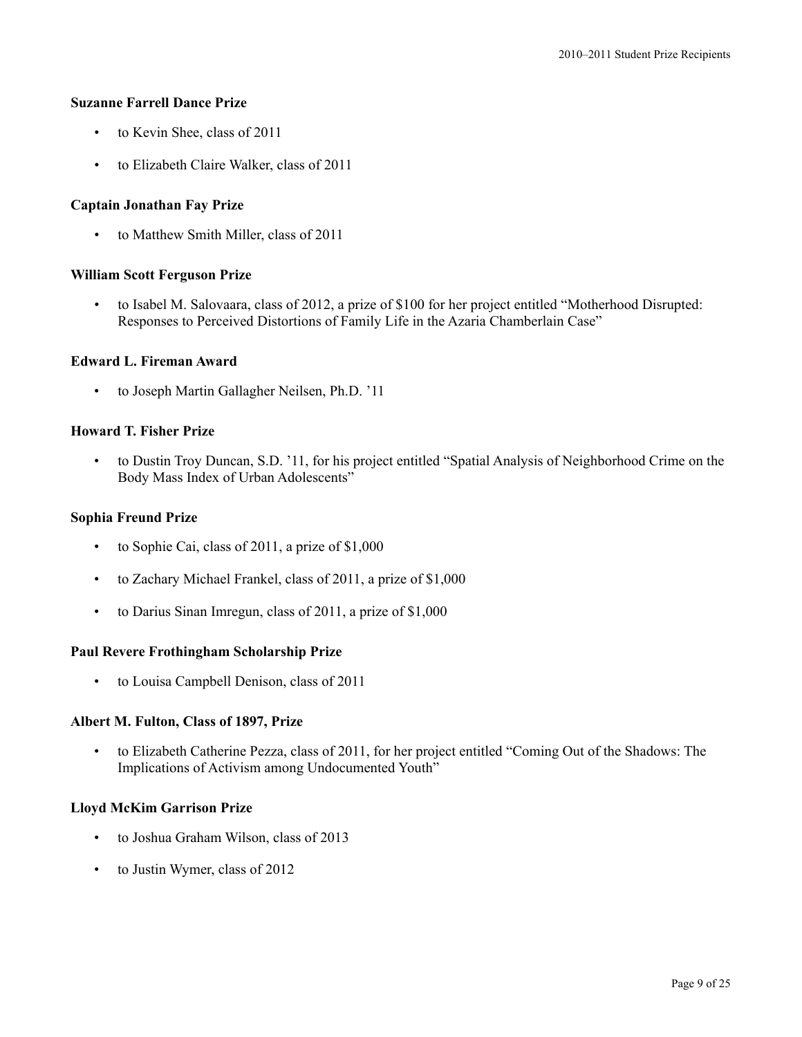**Suzanne Farrell Dance Prize**

- to Kevin Shee, class of 2011
- to Elizabeth Claire Walker, class of 2011

**Captain Jonathan Fay Prize**

- to Matthew Smith Miller, class of 2011

**William Scott Ferguson Prize**

- to Isabel M. Salovaara, class of 2012, a prize of $100 for her project entitled "Motherhood Disrupted: Responses to Perceived Distortions of Family Life in the Azaria Chamberlain Case"

**Edward L. Fireman Award**

- to Joseph Martin Gallagher Neilsen, Ph.D. '11

**Howard T. Fisher Prize**

- to Dustin Troy Duncan, S.D. '11, for his project entitled "Spatial Analysis of Neighborhood Crime on the Body Mass Index of Urban Adolescents"

**Sophia Freund Prize**

- to Sophie Cai, class of 2011, a prize of $1,000
- to Zachary Michael Frankel, class of 2011, a prize of $1,000
- to Darius Sinan Imregun, class of 2011, a prize of $1,000

**Paul Revere Frothingham Scholarship Prize**

- to Louisa Campbell Denison, class of 2011

**Albert M. Fulton, Class of 1897, Prize**

- to Elizabeth Catherine Pezza, class of 2011, for her project entitled "Coming Out of the Shadows: The Implications of Activism among Undocumented Youth"

**Lloyd McKim Garrison Prize**

- to Joshua Graham Wilson, class of 2013
- to Justin Wymer, class of 2012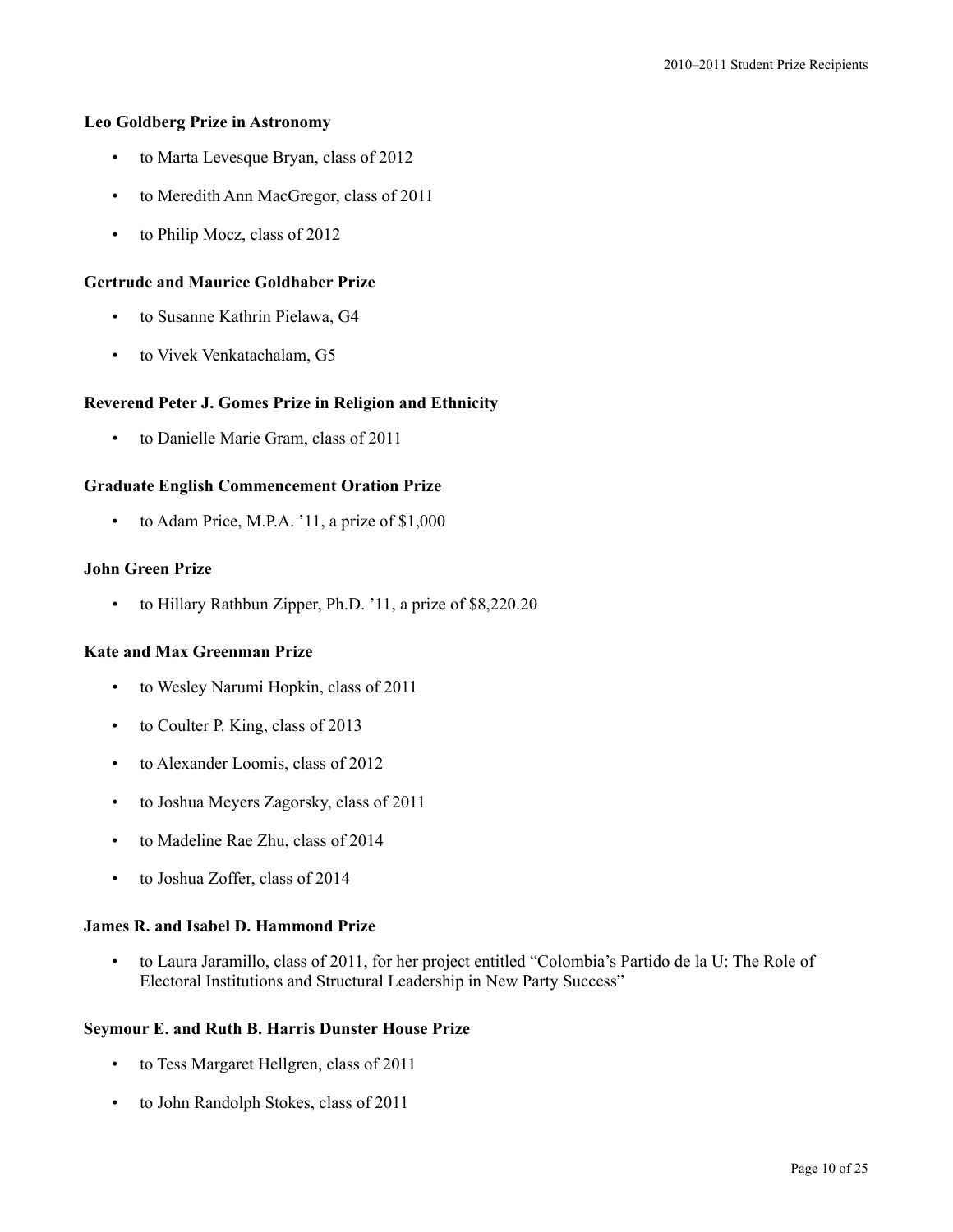**Leo Goldberg Prize in Astronomy**

- to Marta Levesque Bryan, class of 2012
- to Meredith Ann MacGregor, class of 2011
- to Philip Mocz, class of 2012

**Gertrude and Maurice Goldhaber Prize**

- to Susanne Kathrin Pielawa, G4
- to Vivek Venkatachalam, G5

**Reverend Peter J. Gomes Prize in Religion and Ethnicity**

- to Danielle Marie Gram, class of 2011

**Graduate English Commencement Oration Prize**

- to Adam Price, M.P.A. '11, a prize of $1,000

**John Green Prize**

- to Hillary Rathbun Zipper, Ph.D. '11, a prize of $8,220.20

**Kate and Max Greenman Prize**

- to Wesley Narumi Hopkin, class of 2011
- to Coulter P. King, class of 2013
- to Alexander Loomis, class of 2012
- to Joshua Meyers Zagorsky, class of 2011
- to Madeline Rae Zhu, class of 2014
- to Joshua Zoffer, class of 2014

**James R. and Isabel D. Hammond Prize**

- to Laura Jaramillo, class of 2011, for her project entitled "Colombia's Partido de la U: The Role of Electoral Institutions and Structural Leadership in New Party Success"

**Seymour E. and Ruth B. Harris Dunster House Prize**

- to Tess Margaret Hellgren, class of 2011
- to John Randolph Stokes, class of 2011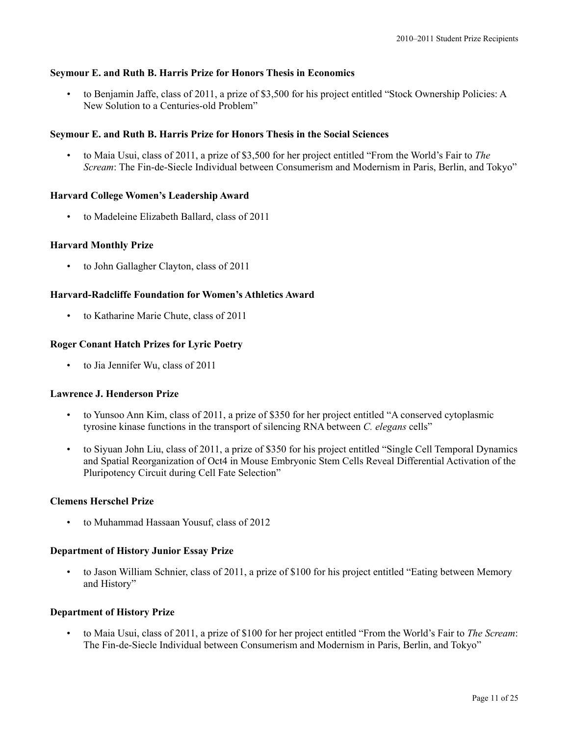### Seymour E. and Ruth B. Harris Prize for Honors Thesis in Economics

- to Benjamin Jaffe, class of 2011, a prize of $3,500 for his project entitled "Stock Ownership Policies: A New Solution to a Centuries-old Problem"

### Seymour E. and Ruth B. Harris Prize for Honors Thesis in the Social Sciences

- to Maia Usui, class of 2011, a prize of $3,500 for her project entitled "From the World's Fair to *The Scream*: The Fin-de-Siecle Individual between Consumerism and Modernism in Paris, Berlin, and Tokyo"

### Harvard College Women's Leadership Award

- to Madeleine Elizabeth Ballard, class of 2011

### Harvard Monthly Prize

- to John Gallagher Clayton, class of 2011

### Harvard-Radcliffe Foundation for Women's Athletics Award

- to Katharine Marie Chute, class of 2011

### Roger Conant Hatch Prizes for Lyric Poetry

- to Jia Jennifer Wu, class of 2011

### Lawrence J. Henderson Prize

- to Yunsoo Ann Kim, class of 2011, a prize of $350 for her project entitled "A conserved cytoplasmic tyrosine kinase functions in the transport of silencing RNA between *C. elegans* cells"
- to Siyuan John Liu, class of 2011, a prize of $350 for his project entitled "Single Cell Temporal Dynamics and Spatial Reorganization of Oct4 in Mouse Embryonic Stem Cells Reveal Differential Activation of the Pluripotency Circuit during Cell Fate Selection"

### Clemens Herschel Prize

- to Muhammad Hassaan Yousuf, class of 2012

### Department of History Junior Essay Prize

- to Jason William Schnier, class of 2011, a prize of $100 for his project entitled "Eating between Memory and History"

### Department of History Prize

- to Maia Usui, class of 2011, a prize of $100 for her project entitled "From the World's Fair to *The Scream*: The Fin-de-Siecle Individual between Consumerism and Modernism in Paris, Berlin, and Tokyo"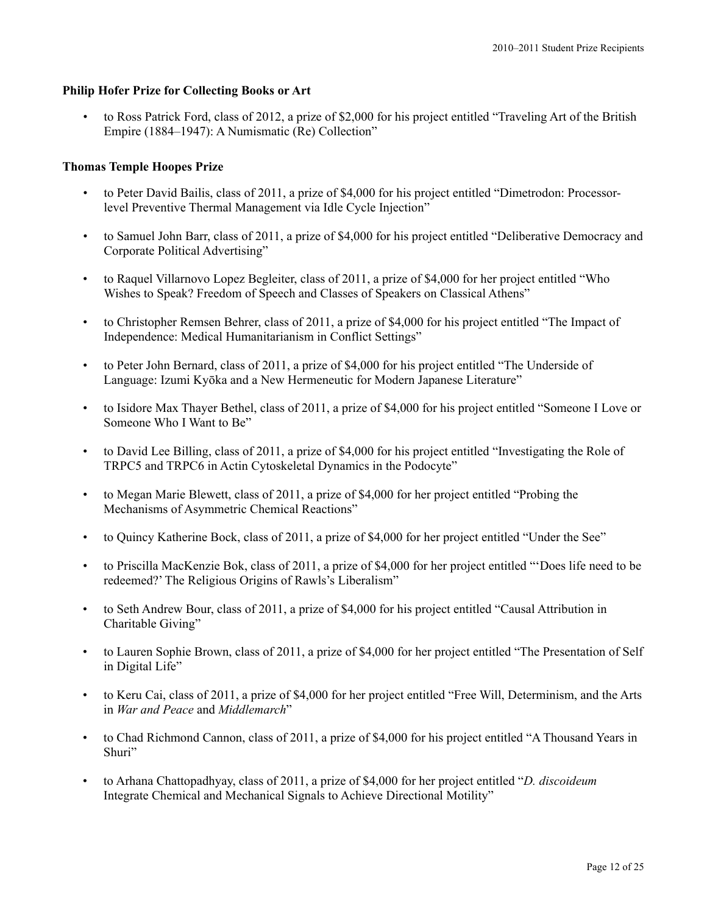**Philip Hofer Prize for Collecting Books or Art**

- to Ross Patrick Ford, class of 2012, a prize of $2,000 for his project entitled "Traveling Art of the British Empire (1884–1947): A Numismatic (Re) Collection"

**Thomas Temple Hoopes Prize**

- to Peter David Bailis, class of 2011, a prize of $4,000 for his project entitled "Dimetrodon: Processor-level Preventive Thermal Management via Idle Cycle Injection"
- to Samuel John Barr, class of 2011, a prize of $4,000 for his project entitled "Deliberative Democracy and Corporate Political Advertising"
- to Raquel Villarnovo Lopez Begleiter, class of 2011, a prize of $4,000 for her project entitled "Who Wishes to Speak? Freedom of Speech and Classes of Speakers on Classical Athens"
- to Christopher Remsen Behrer, class of 2011, a prize of $4,000 for his project entitled "The Impact of Independence: Medical Humanitarianism in Conflict Settings"
- to Peter John Bernard, class of 2011, a prize of $4,000 for his project entitled "The Underside of Language: Izumi Kyōka and a New Hermeneutic for Modern Japanese Literature"
- to Isidore Max Thayer Bethel, class of 2011, a prize of $4,000 for his project entitled "Someone I Love or Someone Who I Want to Be"
- to David Lee Billing, class of 2011, a prize of $4,000 for his project entitled "Investigating the Role of TRPC5 and TRPC6 in Actin Cytoskeletal Dynamics in the Podocyte"
- to Megan Marie Blewett, class of 2011, a prize of $4,000 for her project entitled "Probing the Mechanisms of Asymmetric Chemical Reactions"
- to Quincy Katherine Bock, class of 2011, a prize of $4,000 for her project entitled "Under the See"
- to Priscilla MacKenzie Bok, class of 2011, a prize of $4,000 for her project entitled "'Does life need to be redeemed?' The Religious Origins of Rawls's Liberalism"
- to Seth Andrew Bour, class of 2011, a prize of $4,000 for his project entitled "Causal Attribution in Charitable Giving"
- to Lauren Sophie Brown, class of 2011, a prize of $4,000 for her project entitled "The Presentation of Self in Digital Life"
- to Keru Cai, class of 2011, a prize of $4,000 for her project entitled "Free Will, Determinism, and the Arts in *War and Peace* and *Middlemarch*"
- to Chad Richmond Cannon, class of 2011, a prize of $4,000 for his project entitled "A Thousand Years in Shuri"
- to Arhana Chattopadhyay, class of 2011, a prize of $4,000 for her project entitled "*D. discoideum* Integrate Chemical and Mechanical Signals to Achieve Directional Motility"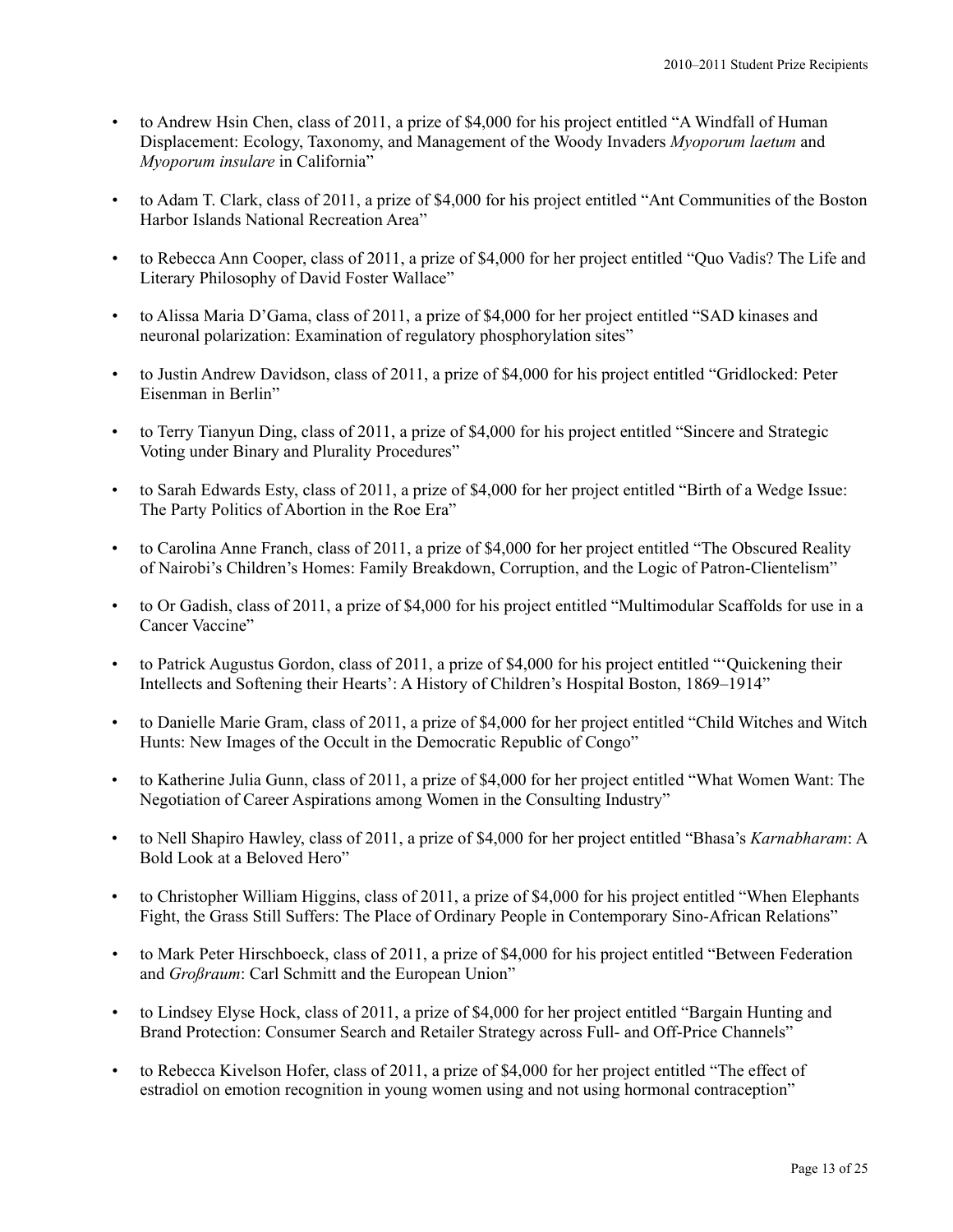- to Andrew Hsin Chen, class of 2011, a prize of $4,000 for his project entitled "A Windfall of Human Displacement: Ecology, Taxonomy, and Management of the Woody Invaders *Myoporum laetum* and *Myoporum insulare* in California"

- to Adam T. Clark, class of 2011, a prize of $4,000 for his project entitled "Ant Communities of the Boston Harbor Islands National Recreation Area"

- to Rebecca Ann Cooper, class of 2011, a prize of $4,000 for her project entitled "Quo Vadis? The Life and Literary Philosophy of David Foster Wallace"

- to Alissa Maria D'Gama, class of 2011, a prize of $4,000 for her project entitled "SAD kinases and neuronal polarization: Examination of regulatory phosphorylation sites"

- to Justin Andrew Davidson, class of 2011, a prize of $4,000 for his project entitled "Gridlocked: Peter Eisenman in Berlin"

- to Terry Tianyun Ding, class of 2011, a prize of $4,000 for his project entitled "Sincere and Strategic Voting under Binary and Plurality Procedures"

- to Sarah Edwards Esty, class of 2011, a prize of $4,000 for her project entitled "Birth of a Wedge Issue: The Party Politics of Abortion in the Roe Era"

- to Carolina Anne Franch, class of 2011, a prize of $4,000 for her project entitled "The Obscured Reality of Nairobi's Children's Homes: Family Breakdown, Corruption, and the Logic of Patron-Clientelism"

- to Or Gadish, class of 2011, a prize of $4,000 for his project entitled "Multimodular Scaffolds for use in a Cancer Vaccine"

- to Patrick Augustus Gordon, class of 2011, a prize of $4,000 for his project entitled "'Quickening their Intellects and Softening their Hearts': A History of Children's Hospital Boston, 1869–1914"

- to Danielle Marie Gram, class of 2011, a prize of $4,000 for her project entitled "Child Witches and Witch Hunts: New Images of the Occult in the Democratic Republic of Congo"

- to Katherine Julia Gunn, class of 2011, a prize of $4,000 for her project entitled "What Women Want: The Negotiation of Career Aspirations among Women in the Consulting Industry"

- to Nell Shapiro Hawley, class of 2011, a prize of $4,000 for her project entitled "Bhasa's *Karnabharam*: A Bold Look at a Beloved Hero"

- to Christopher William Higgins, class of 2011, a prize of $4,000 for his project entitled "When Elephants Fight, the Grass Still Suffers: The Place of Ordinary People in Contemporary Sino-African Relations"

- to Mark Peter Hirschboeck, class of 2011, a prize of $4,000 for his project entitled "Between Federation and *Großraum*: Carl Schmitt and the European Union"

- to Lindsey Elyse Hock, class of 2011, a prize of $4,000 for her project entitled "Bargain Hunting and Brand Protection: Consumer Search and Retailer Strategy across Full- and Off-Price Channels"

- to Rebecca Kivelson Hofer, class of 2011, a prize of $4,000 for her project entitled "The effect of estradiol on emotion recognition in young women using and not using hormonal contraception"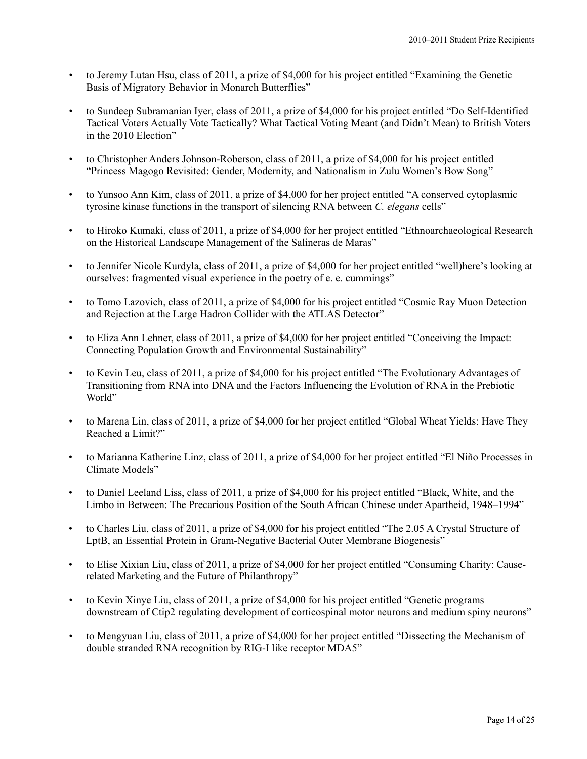- to Jeremy Lutan Hsu, class of 2011, a prize of $4,000 for his project entitled "Examining the Genetic Basis of Migratory Behavior in Monarch Butterflies"

- to Sundeep Subramanian Iyer, class of 2011, a prize of $4,000 for his project entitled "Do Self-Identified Tactical Voters Actually Vote Tactically? What Tactical Voting Meant (and Didn't Mean) to British Voters in the 2010 Election"

- to Christopher Anders Johnson-Roberson, class of 2011, a prize of $4,000 for his project entitled "Princess Magogo Revisited: Gender, Modernity, and Nationalism in Zulu Women's Bow Song"

- to Yunsoo Ann Kim, class of 2011, a prize of $4,000 for her project entitled "A conserved cytoplasmic tyrosine kinase functions in the transport of silencing RNA between *C. elegans* cells"

- to Hiroko Kumaki, class of 2011, a prize of $4,000 for her project entitled "Ethnoarchaeological Research on the Historical Landscape Management of the Salineras de Maras"

- to Jennifer Nicole Kurdyla, class of 2011, a prize of $4,000 for her project entitled "well)here's looking at ourselves: fragmented visual experience in the poetry of e. e. cummings"

- to Tomo Lazovich, class of 2011, a prize of $4,000 for his project entitled "Cosmic Ray Muon Detection and Rejection at the Large Hadron Collider with the ATLAS Detector"

- to Eliza Ann Lehner, class of 2011, a prize of $4,000 for her project entitled "Conceiving the Impact: Connecting Population Growth and Environmental Sustainability"

- to Kevin Leu, class of 2011, a prize of $4,000 for his project entitled "The Evolutionary Advantages of Transitioning from RNA into DNA and the Factors Influencing the Evolution of RNA in the Prebiotic World"

- to Marena Lin, class of 2011, a prize of $4,000 for her project entitled "Global Wheat Yields: Have They Reached a Limit?"

- to Marianna Katherine Linz, class of 2011, a prize of $4,000 for her project entitled "El Niño Processes in Climate Models"

- to Daniel Leeland Liss, class of 2011, a prize of $4,000 for his project entitled "Black, White, and the Limbo in Between: The Precarious Position of the South African Chinese under Apartheid, 1948–1994"

- to Charles Liu, class of 2011, a prize of $4,000 for his project entitled "The 2.05 A Crystal Structure of LptB, an Essential Protein in Gram-Negative Bacterial Outer Membrane Biogenesis"

- to Elise Xixian Liu, class of 2011, a prize of $4,000 for her project entitled "Consuming Charity: Cause-related Marketing and the Future of Philanthropy"

- to Kevin Xinye Liu, class of 2011, a prize of $4,000 for his project entitled "Genetic programs downstream of Ctip2 regulating development of corticospinal motor neurons and medium spiny neurons"

- to Mengyuan Liu, class of 2011, a prize of $4,000 for her project entitled "Dissecting the Mechanism of double stranded RNA recognition by RIG-I like receptor MDA5"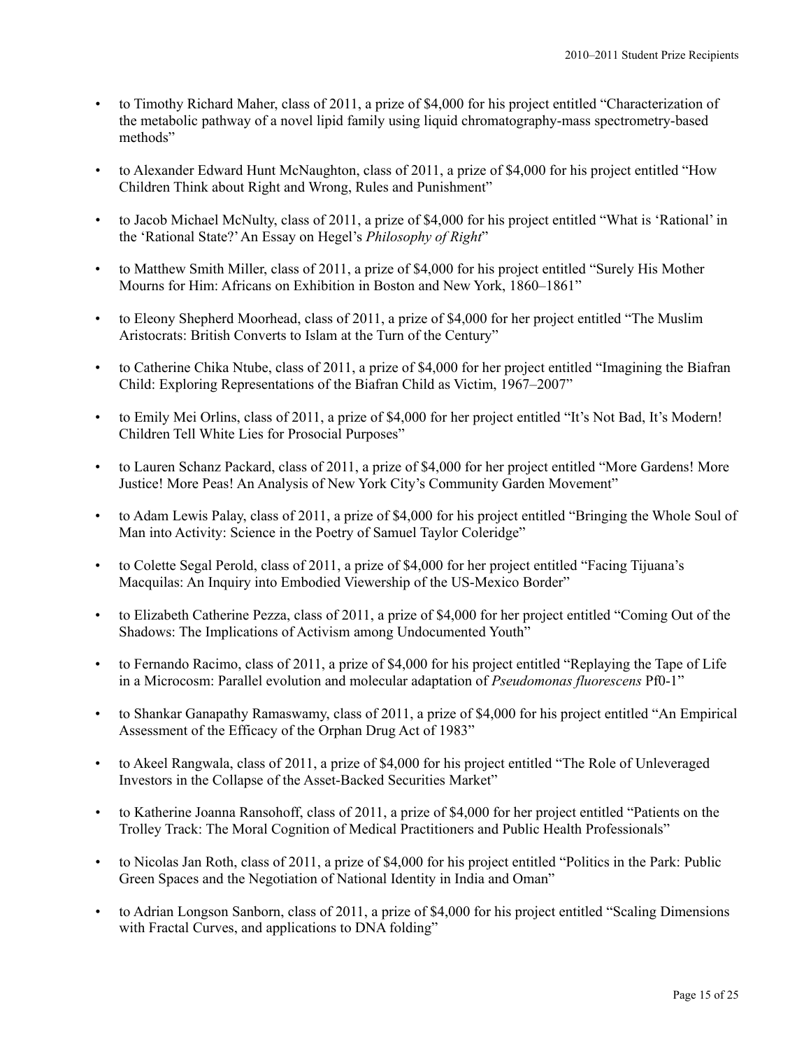- to Timothy Richard Maher, class of 2011, a prize of $4,000 for his project entitled "Characterization of the metabolic pathway of a novel lipid family using liquid chromatography-mass spectrometry-based methods"

- to Alexander Edward Hunt McNaughton, class of 2011, a prize of $4,000 for his project entitled "How Children Think about Right and Wrong, Rules and Punishment"

- to Jacob Michael McNulty, class of 2011, a prize of $4,000 for his project entitled "What is 'Rational' in the 'Rational State?' An Essay on Hegel's *Philosophy of Right*"

- to Matthew Smith Miller, class of 2011, a prize of $4,000 for his project entitled "Surely His Mother Mourns for Him: Africans on Exhibition in Boston and New York, 1860–1861"

- to Eleony Shepherd Moorhead, class of 2011, a prize of $4,000 for her project entitled "The Muslim Aristocrats: British Converts to Islam at the Turn of the Century"

- to Catherine Chika Ntube, class of 2011, a prize of $4,000 for her project entitled "Imagining the Biafran Child: Exploring Representations of the Biafran Child as Victim, 1967–2007"

- to Emily Mei Orlins, class of 2011, a prize of $4,000 for her project entitled "It's Not Bad, It's Modern! Children Tell White Lies for Prosocial Purposes"

- to Lauren Schanz Packard, class of 2011, a prize of $4,000 for her project entitled "More Gardens! More Justice! More Peas! An Analysis of New York City's Community Garden Movement"

- to Adam Lewis Palay, class of 2011, a prize of $4,000 for his project entitled "Bringing the Whole Soul of Man into Activity: Science in the Poetry of Samuel Taylor Coleridge"

- to Colette Segal Perold, class of 2011, a prize of $4,000 for her project entitled "Facing Tijuana's Macquilas: An Inquiry into Embodied Viewership of the US-Mexico Border"

- to Elizabeth Catherine Pezza, class of 2011, a prize of $4,000 for her project entitled "Coming Out of the Shadows: The Implications of Activism among Undocumented Youth"

- to Fernando Racimo, class of 2011, a prize of $4,000 for his project entitled "Replaying the Tape of Life in a Microcosm: Parallel evolution and molecular adaptation of *Pseudomonas fluorescens* Pf0-1"

- to Shankar Ganapathy Ramaswamy, class of 2011, a prize of $4,000 for his project entitled "An Empirical Assessment of the Efficacy of the Orphan Drug Act of 1983"

- to Akeel Rangwala, class of 2011, a prize of $4,000 for his project entitled "The Role of Unleveraged Investors in the Collapse of the Asset-Backed Securities Market"

- to Katherine Joanna Ransohoff, class of 2011, a prize of $4,000 for her project entitled "Patients on the Trolley Track: The Moral Cognition of Medical Practitioners and Public Health Professionals"

- to Nicolas Jan Roth, class of 2011, a prize of $4,000 for his project entitled "Politics in the Park: Public Green Spaces and the Negotiation of National Identity in India and Oman"

- to Adrian Longson Sanborn, class of 2011, a prize of $4,000 for his project entitled "Scaling Dimensions with Fractal Curves, and applications to DNA folding"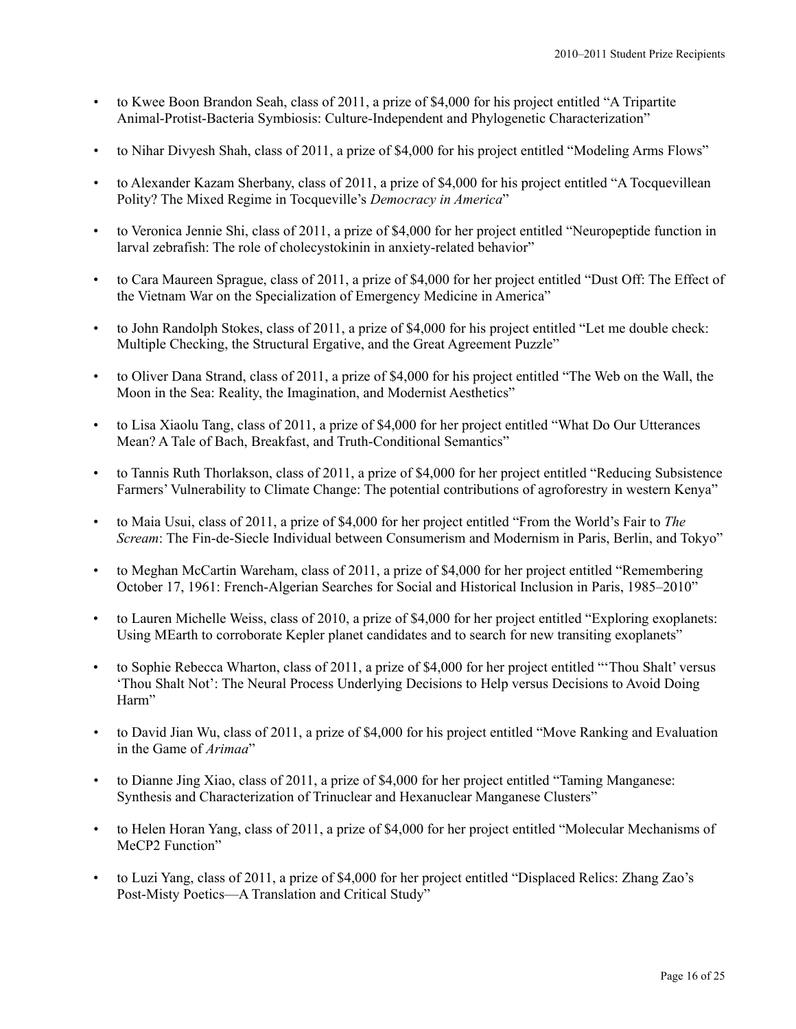- to Kwee Boon Brandon Seah, class of 2011, a prize of $4,000 for his project entitled "A Tripartite Animal-Protist-Bacteria Symbiosis: Culture-Independent and Phylogenetic Characterization"

- to Nihar Divyesh Shah, class of 2011, a prize of $4,000 for his project entitled "Modeling Arms Flows"

- to Alexander Kazam Sherbany, class of 2011, a prize of $4,000 for his project entitled "A Tocquevillean Polity? The Mixed Regime in Tocqueville's *Democracy in America*"

- to Veronica Jennie Shi, class of 2011, a prize of $4,000 for her project entitled "Neuropeptide function in larval zebrafish: The role of cholecystokinin in anxiety-related behavior"

- to Cara Maureen Sprague, class of 2011, a prize of $4,000 for her project entitled "Dust Off: The Effect of the Vietnam War on the Specialization of Emergency Medicine in America"

- to John Randolph Stokes, class of 2011, a prize of $4,000 for his project entitled "Let me double check: Multiple Checking, the Structural Ergative, and the Great Agreement Puzzle"

- to Oliver Dana Strand, class of 2011, a prize of $4,000 for his project entitled "The Web on the Wall, the Moon in the Sea: Reality, the Imagination, and Modernist Aesthetics"

- to Lisa Xiaolu Tang, class of 2011, a prize of $4,000 for her project entitled "What Do Our Utterances Mean? A Tale of Bach, Breakfast, and Truth-Conditional Semantics"

- to Tannis Ruth Thorlakson, class of 2011, a prize of $4,000 for her project entitled "Reducing Subsistence Farmers' Vulnerability to Climate Change: The potential contributions of agroforestry in western Kenya"

- to Maia Usui, class of 2011, a prize of $4,000 for her project entitled "From the World's Fair to *The Scream*: The Fin-de-Siecle Individual between Consumerism and Modernism in Paris, Berlin, and Tokyo"

- to Meghan McCartin Wareham, class of 2011, a prize of $4,000 for her project entitled "Remembering October 17, 1961: French-Algerian Searches for Social and Historical Inclusion in Paris, 1985–2010"

- to Lauren Michelle Weiss, class of 2010, a prize of $4,000 for her project entitled "Exploring exoplanets: Using MEarth to corroborate Kepler planet candidates and to search for new transiting exoplanets"

- to Sophie Rebecca Wharton, class of 2011, a prize of $4,000 for her project entitled "'Thou Shalt' versus 'Thou Shalt Not': The Neural Process Underlying Decisions to Help versus Decisions to Avoid Doing Harm"

- to David Jian Wu, class of 2011, a prize of $4,000 for his project entitled "Move Ranking and Evaluation in the Game of *Arimaa*"

- to Dianne Jing Xiao, class of 2011, a prize of $4,000 for her project entitled "Taming Manganese: Synthesis and Characterization of Trinuclear and Hexanuclear Manganese Clusters"

- to Helen Horan Yang, class of 2011, a prize of $4,000 for her project entitled "Molecular Mechanisms of MeCP2 Function"

- to Luzi Yang, class of 2011, a prize of $4,000 for her project entitled "Displaced Relics: Zhang Zao's Post-Misty Poetics—A Translation and Critical Study"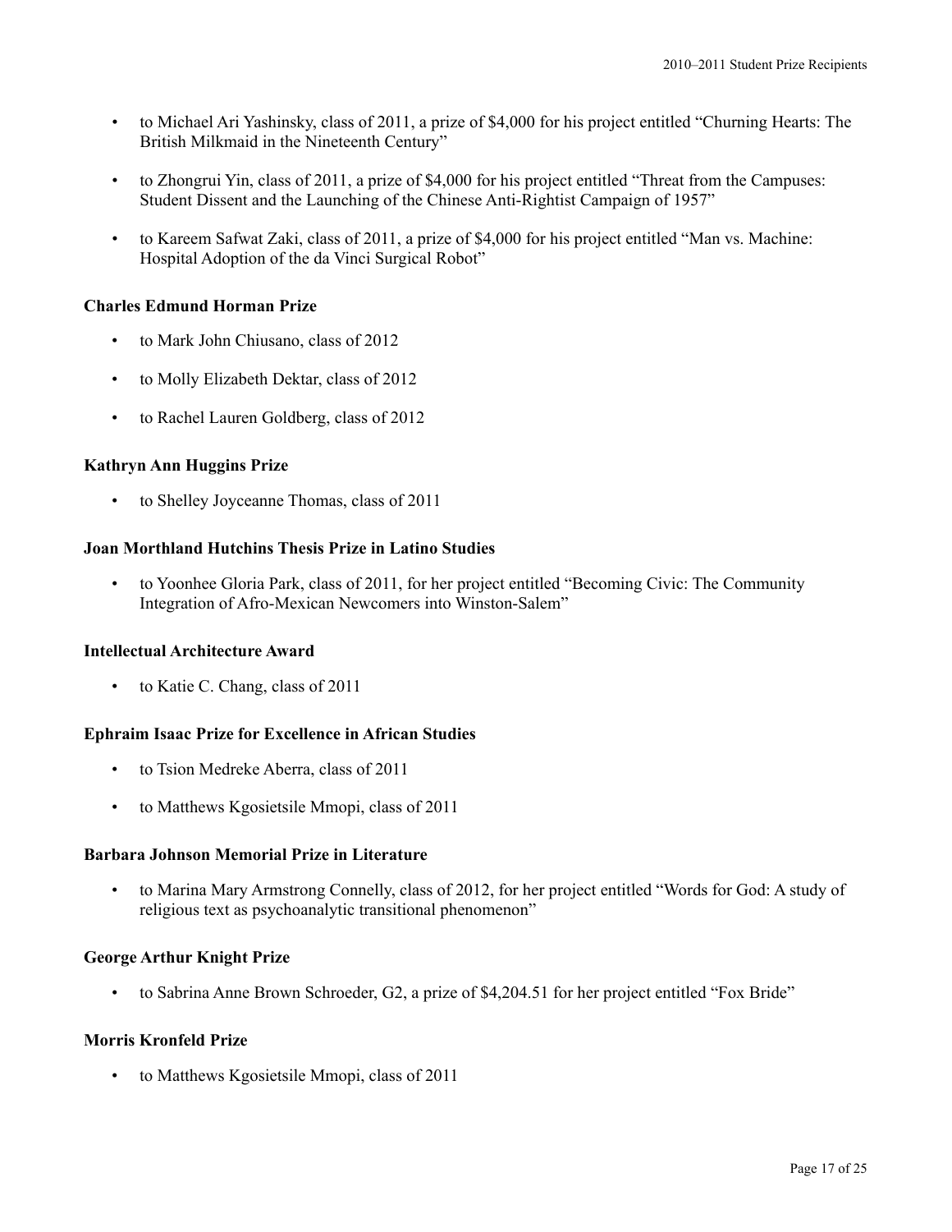- to Michael Ari Yashinsky, class of 2011, a prize of $4,000 for his project entitled "Churning Hearts: The British Milkmaid in the Nineteenth Century"
- to Zhongrui Yin, class of 2011, a prize of $4,000 for his project entitled "Threat from the Campuses: Student Dissent and the Launching of the Chinese Anti-Rightist Campaign of 1957"
- to Kareem Safwat Zaki, class of 2011, a prize of $4,000 for his project entitled "Man vs. Machine: Hospital Adoption of the da Vinci Surgical Robot"

**Charles Edmund Horman Prize**

- to Mark John Chiusano, class of 2012
- to Molly Elizabeth Dektar, class of 2012
- to Rachel Lauren Goldberg, class of 2012

**Kathryn Ann Huggins Prize**

- to Shelley Joyceanne Thomas, class of 2011

**Joan Morthland Hutchins Thesis Prize in Latino Studies**

- to Yoonhee Gloria Park, class of 2011, for her project entitled "Becoming Civic: The Community Integration of Afro-Mexican Newcomers into Winston-Salem"

**Intellectual Architecture Award**

- to Katie C. Chang, class of 2011

**Ephraim Isaac Prize for Excellence in African Studies**

- to Tsion Medreke Aberra, class of 2011
- to Matthews Kgosietsile Mmopi, class of 2011

**Barbara Johnson Memorial Prize in Literature**

- to Marina Mary Armstrong Connelly, class of 2012, for her project entitled "Words for God: A study of religious text as psychoanalytic transitional phenomenon"

**George Arthur Knight Prize**

- to Sabrina Anne Brown Schroeder, G2, a prize of $4,204.51 for her project entitled "Fox Bride"

**Morris Kronfeld Prize**

- to Matthews Kgosietsile Mmopi, class of 2011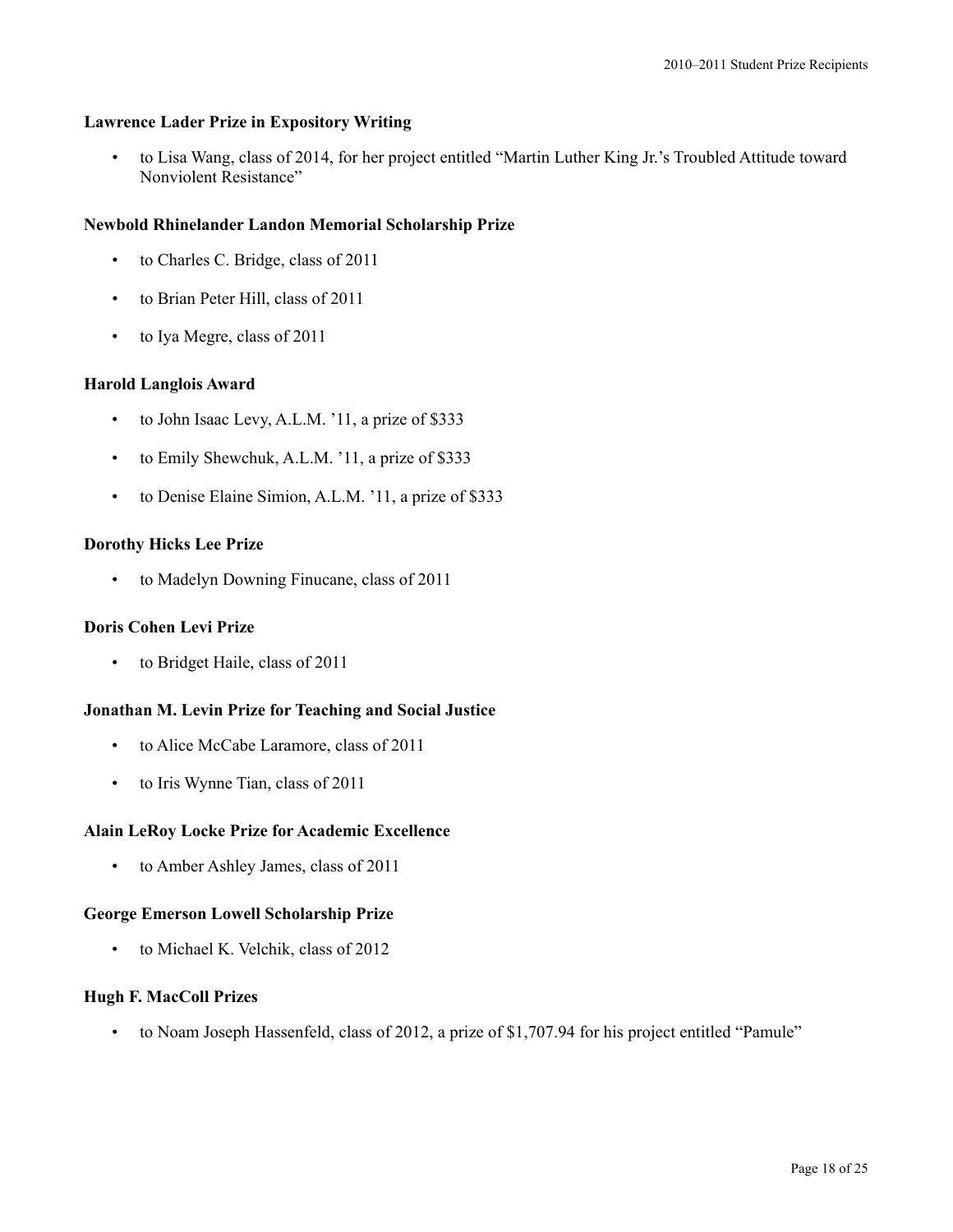**Lawrence Lader Prize in Expository Writing**

- to Lisa Wang, class of 2014, for her project entitled "Martin Luther King Jr.'s Troubled Attitude toward Nonviolent Resistance"

**Newbold Rhinelander Landon Memorial Scholarship Prize**

- to Charles C. Bridge, class of 2011
- to Brian Peter Hill, class of 2011
- to Iya Megre, class of 2011

**Harold Langlois Award**

- to John Isaac Levy, A.L.M. '11, a prize of $333
- to Emily Shewchuk, A.L.M. '11, a prize of $333
- to Denise Elaine Simion, A.L.M. '11, a prize of $333

**Dorothy Hicks Lee Prize**

- to Madelyn Downing Finucane, class of 2011

**Doris Cohen Levi Prize**

- to Bridget Haile, class of 2011

**Jonathan M. Levin Prize for Teaching and Social Justice**

- to Alice McCabe Laramore, class of 2011
- to Iris Wynne Tian, class of 2011

**Alain LeRoy Locke Prize for Academic Excellence**

- to Amber Ashley James, class of 2011

**George Emerson Lowell Scholarship Prize**

- to Michael K. Velchik, class of 2012

**Hugh F. MacColl Prizes**

- to Noam Joseph Hassenfeld, class of 2012, a prize of $1,707.94 for his project entitled "Pamule"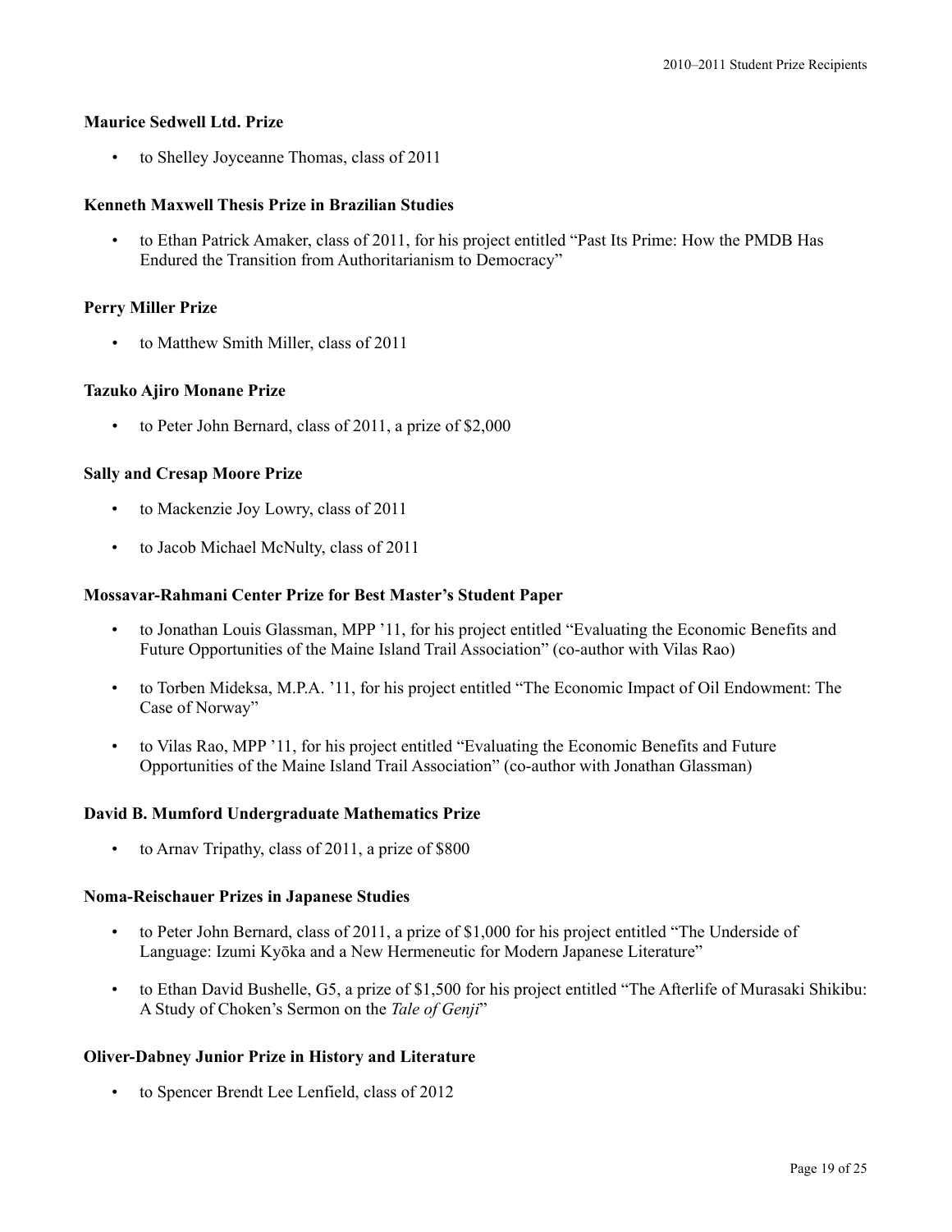### Maurice Sedwell Ltd. Prize

- to Shelley Joyceanne Thomas, class of 2011

### Kenneth Maxwell Thesis Prize in Brazilian Studies

- to Ethan Patrick Amaker, class of 2011, for his project entitled "Past Its Prime: How the PMDB Has Endured the Transition from Authoritarianism to Democracy"

### Perry Miller Prize

- to Matthew Smith Miller, class of 2011

### Tazuko Ajiro Monane Prize

- to Peter John Bernard, class of 2011, a prize of $2,000

### Sally and Cresap Moore Prize

- to Mackenzie Joy Lowry, class of 2011
- to Jacob Michael McNulty, class of 2011

### Mossavar-Rahmani Center Prize for Best Master's Student Paper

- to Jonathan Louis Glassman, MPP '11, for his project entitled "Evaluating the Economic Benefits and Future Opportunities of the Maine Island Trail Association" (co-author with Vilas Rao)
- to Torben Mideksa, M.P.A. '11, for his project entitled "The Economic Impact of Oil Endowment: The Case of Norway"
- to Vilas Rao, MPP '11, for his project entitled "Evaluating the Economic Benefits and Future Opportunities of the Maine Island Trail Association" (co-author with Jonathan Glassman)

### David B. Mumford Undergraduate Mathematics Prize

- to Arnav Tripathy, class of 2011, a prize of $800

### Noma-Reischauer Prizes in Japanese Studies

- to Peter John Bernard, class of 2011, a prize of $1,000 for his project entitled "The Underside of Language: Izumi Kyōka and a New Hermeneutic for Modern Japanese Literature"
- to Ethan David Bushelle, G5, a prize of $1,500 for his project entitled "The Afterlife of Murasaki Shikibu: A Study of Choken's Sermon on the *Tale of Genji*"

### Oliver-Dabney Junior Prize in History and Literature

- to Spencer Brendt Lee Lenfield, class of 2012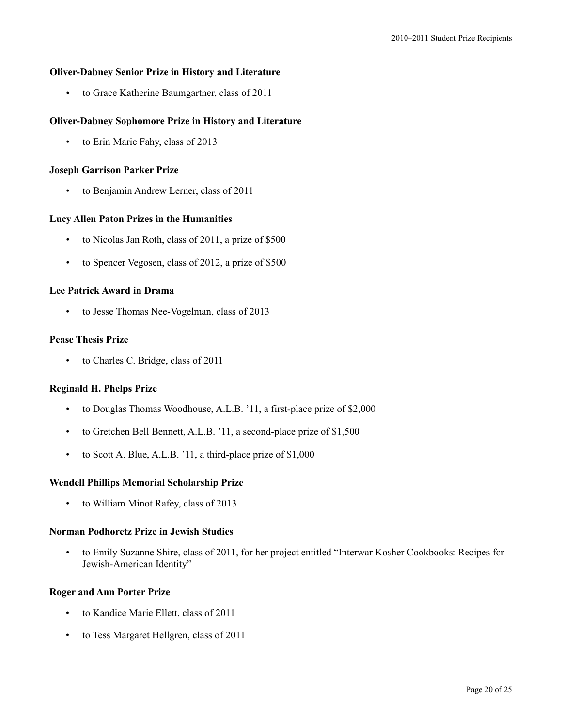### Oliver-Dabney Senior Prize in History and Literature

- to Grace Katherine Baumgartner, class of 2011

### Oliver-Dabney Sophomore Prize in History and Literature

- to Erin Marie Fahy, class of 2013

### Joseph Garrison Parker Prize

- to Benjamin Andrew Lerner, class of 2011

### Lucy Allen Paton Prizes in the Humanities

- to Nicolas Jan Roth, class of 2011, a prize of $500
- to Spencer Vegosen, class of 2012, a prize of $500

### Lee Patrick Award in Drama

- to Jesse Thomas Nee-Vogelman, class of 2013

### Pease Thesis Prize

- to Charles C. Bridge, class of 2011

### Reginald H. Phelps Prize

- to Douglas Thomas Woodhouse, A.L.B. '11, a first-place prize of $2,000
- to Gretchen Bell Bennett, A.L.B. '11, a second-place prize of $1,500
- to Scott A. Blue, A.L.B. '11, a third-place prize of $1,000

### Wendell Phillips Memorial Scholarship Prize

- to William Minot Rafey, class of 2013

### Norman Podhoretz Prize in Jewish Studies

- to Emily Suzanne Shire, class of 2011, for her project entitled "Interwar Kosher Cookbooks: Recipes for Jewish-American Identity"

### Roger and Ann Porter Prize

- to Kandice Marie Ellett, class of 2011
- to Tess Margaret Hellgren, class of 2011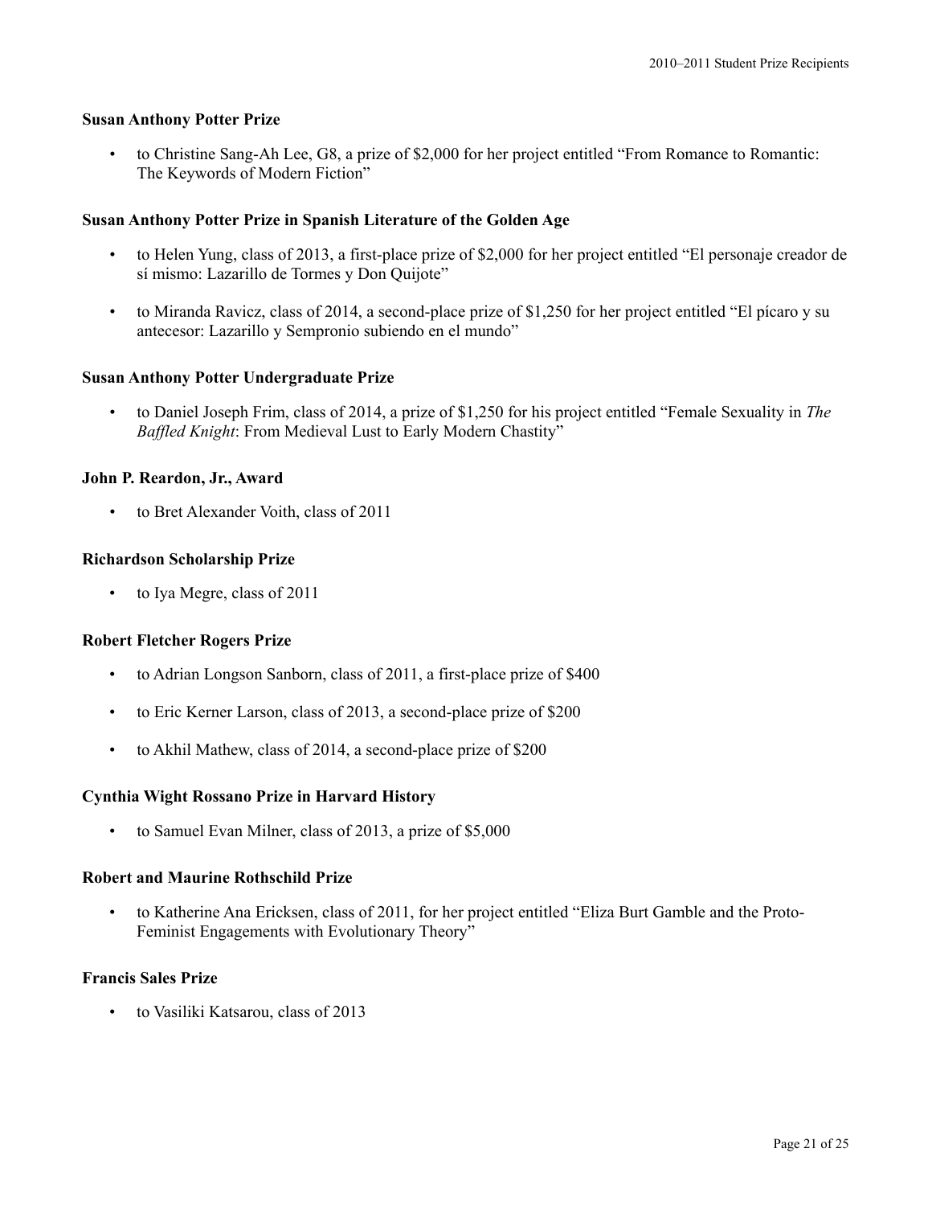**Susan Anthony Potter Prize**

- to Christine Sang-Ah Lee, G8, a prize of $2,000 for her project entitled "From Romance to Romantic: The Keywords of Modern Fiction"

**Susan Anthony Potter Prize in Spanish Literature of the Golden Age**

- to Helen Yung, class of 2013, a first-place prize of $2,000 for her project entitled "El personaje creador de sí mismo: Lazarillo de Tormes y Don Quijote"
- to Miranda Ravicz, class of 2014, a second-place prize of $1,250 for her project entitled "El pícaro y su antecesor: Lazarillo y Sempronio subiendo en el mundo"

**Susan Anthony Potter Undergraduate Prize**

- to Daniel Joseph Frim, class of 2014, a prize of $1,250 for his project entitled "Female Sexuality in *The Baffled Knight*: From Medieval Lust to Early Modern Chastity"

**John P. Reardon, Jr., Award**

- to Bret Alexander Voith, class of 2011

**Richardson Scholarship Prize**

- to Iya Megre, class of 2011

**Robert Fletcher Rogers Prize**

- to Adrian Longson Sanborn, class of 2011, a first-place prize of $400
- to Eric Kerner Larson, class of 2013, a second-place prize of $200
- to Akhil Mathew, class of 2014, a second-place prize of $200

**Cynthia Wight Rossano Prize in Harvard History**

- to Samuel Evan Milner, class of 2013, a prize of $5,000

**Robert and Maurine Rothschild Prize**

- to Katherine Ana Ericksen, class of 2011, for her project entitled "Eliza Burt Gamble and the Proto-Feminist Engagements with Evolutionary Theory"

**Francis Sales Prize**

- to Vasiliki Katsarou, class of 2013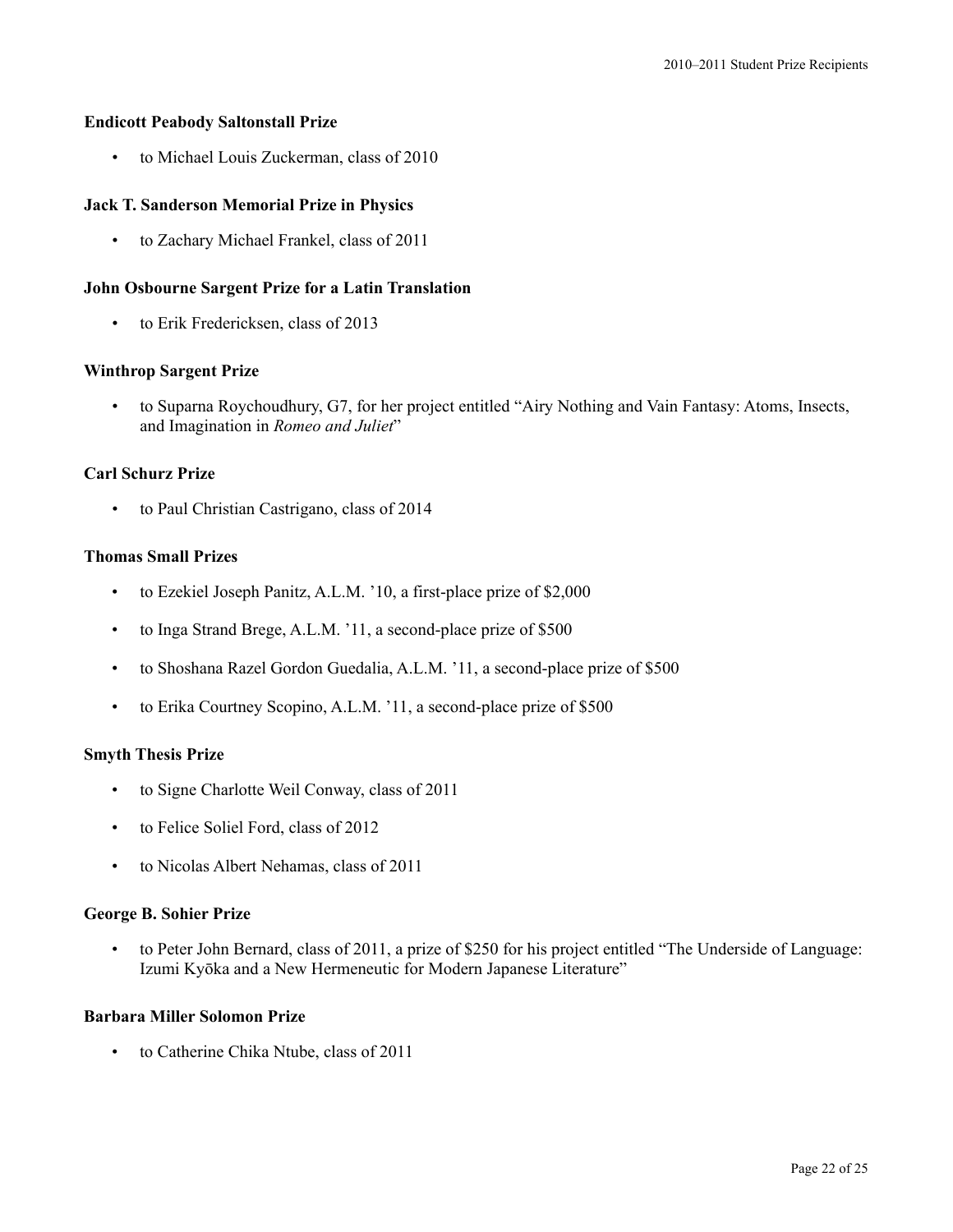**Endicott Peabody Saltonstall Prize**

- to Michael Louis Zuckerman, class of 2010

**Jack T. Sanderson Memorial Prize in Physics**

- to Zachary Michael Frankel, class of 2011

**John Osbourne Sargent Prize for a Latin Translation**

- to Erik Fredericksen, class of 2013

**Winthrop Sargent Prize**

- to Suparna Roychoudhury, G7, for her project entitled "Airy Nothing and Vain Fantasy: Atoms, Insects, and Imagination in *Romeo and Juliet*"

**Carl Schurz Prize**

- to Paul Christian Castrigano, class of 2014

**Thomas Small Prizes**

- to Ezekiel Joseph Panitz, A.L.M. '10, a first-place prize of $2,000
- to Inga Strand Brege, A.L.M. '11, a second-place prize of $500
- to Shoshana Razel Gordon Guedalia, A.L.M. '11, a second-place prize of $500
- to Erika Courtney Scopino, A.L.M. '11, a second-place prize of $500

**Smyth Thesis Prize**

- to Signe Charlotte Weil Conway, class of 2011
- to Felice Soliel Ford, class of 2012
- to Nicolas Albert Nehamas, class of 2011

**George B. Sohier Prize**

- to Peter John Bernard, class of 2011, a prize of $250 for his project entitled "The Underside of Language: Izumi Kyōka and a New Hermeneutic for Modern Japanese Literature"

**Barbara Miller Solomon Prize**

- to Catherine Chika Ntube, class of 2011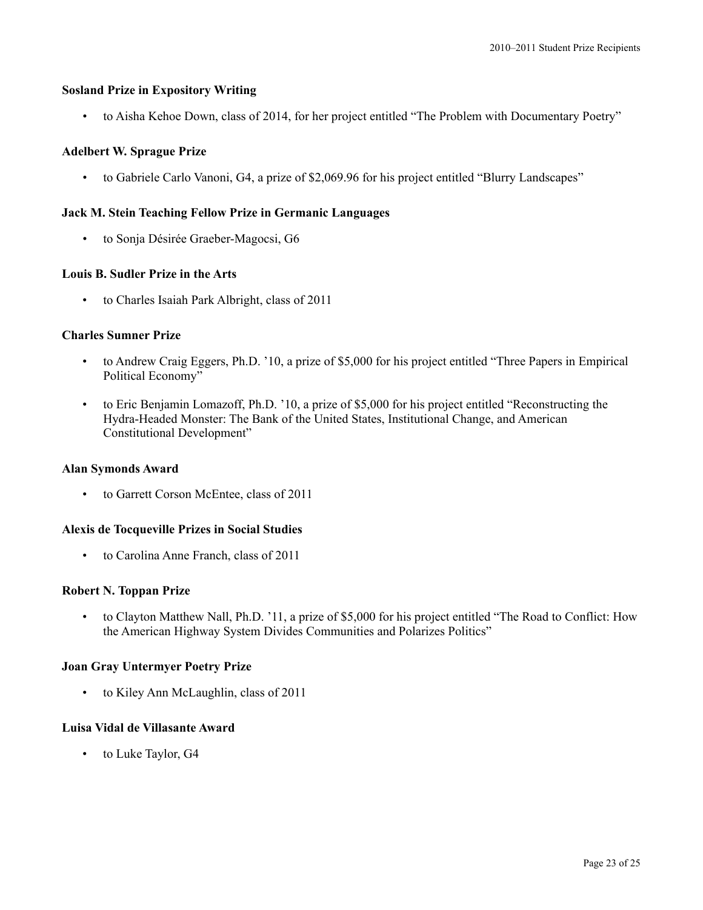**Sosland Prize in Expository Writing**

- to Aisha Kehoe Down, class of 2014, for her project entitled "The Problem with Documentary Poetry"

**Adelbert W. Sprague Prize**

- to Gabriele Carlo Vanoni, G4, a prize of $2,069.96 for his project entitled "Blurry Landscapes"

**Jack M. Stein Teaching Fellow Prize in Germanic Languages**

- to Sonja Désirée Graeber-Magocsi, G6

**Louis B. Sudler Prize in the Arts**

- to Charles Isaiah Park Albright, class of 2011

**Charles Sumner Prize**

- to Andrew Craig Eggers, Ph.D. '10, a prize of $5,000 for his project entitled "Three Papers in Empirical Political Economy"
- to Eric Benjamin Lomazoff, Ph.D. '10, a prize of $5,000 for his project entitled "Reconstructing the Hydra-Headed Monster: The Bank of the United States, Institutional Change, and American Constitutional Development"

**Alan Symonds Award**

- to Garrett Corson McEntee, class of 2011

**Alexis de Tocqueville Prizes in Social Studies**

- to Carolina Anne Franch, class of 2011

**Robert N. Toppan Prize**

- to Clayton Matthew Nall, Ph.D. '11, a prize of $5,000 for his project entitled "The Road to Conflict: How the American Highway System Divides Communities and Polarizes Politics"

**Joan Gray Untermyer Poetry Prize**

- to Kiley Ann McLaughlin, class of 2011

**Luisa Vidal de Villasante Award**

- to Luke Taylor, G4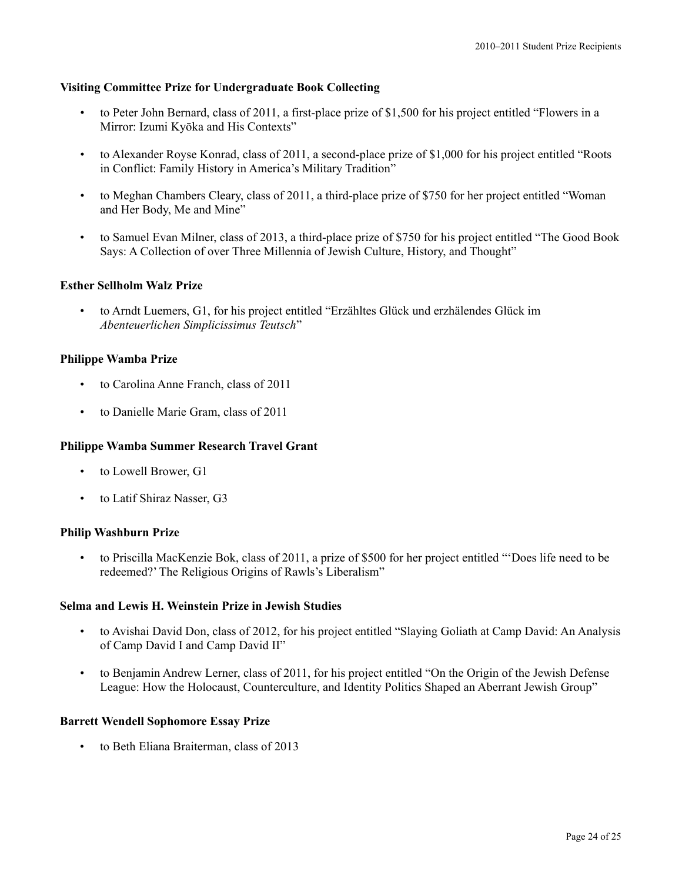**Visiting Committee Prize for Undergraduate Book Collecting**

- to Peter John Bernard, class of 2011, a first-place prize of $1,500 for his project entitled "Flowers in a Mirror: Izumi Kyōka and His Contexts"
- to Alexander Royse Konrad, class of 2011, a second-place prize of $1,000 for his project entitled "Roots in Conflict: Family History in America's Military Tradition"
- to Meghan Chambers Cleary, class of 2011, a third-place prize of $750 for her project entitled "Woman and Her Body, Me and Mine"
- to Samuel Evan Milner, class of 2013, a third-place prize of $750 for his project entitled "The Good Book Says: A Collection of over Three Millennia of Jewish Culture, History, and Thought"

**Esther Sellholm Walz Prize**

- to Arndt Luemers, G1, for his project entitled "Erzähltes Glück und erzhälendes Glück im *Abenteuerlichen Simplicissimus Teutsch*"

**Philippe Wamba Prize**

- to Carolina Anne Franch, class of 2011
- to Danielle Marie Gram, class of 2011

**Philippe Wamba Summer Research Travel Grant**

- to Lowell Brower, G1
- to Latif Shiraz Nasser, G3

**Philip Washburn Prize**

- to Priscilla MacKenzie Bok, class of 2011, a prize of $500 for her project entitled "'Does life need to be redeemed?' The Religious Origins of Rawls's Liberalism"

**Selma and Lewis H. Weinstein Prize in Jewish Studies**

- to Avishai David Don, class of 2012, for his project entitled "Slaying Goliath at Camp David: An Analysis of Camp David I and Camp David II"
- to Benjamin Andrew Lerner, class of 2011, for his project entitled "On the Origin of the Jewish Defense League: How the Holocaust, Counterculture, and Identity Politics Shaped an Aberrant Jewish Group"

**Barrett Wendell Sophomore Essay Prize**

- to Beth Eliana Braiterman, class of 2013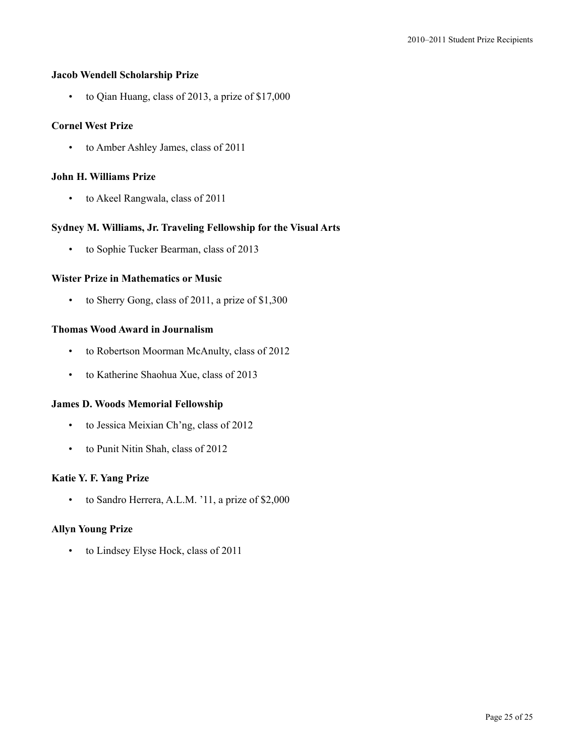**Jacob Wendell Scholarship Prize**

- to Qian Huang, class of 2013, a prize of $17,000

**Cornel West Prize**

- to Amber Ashley James, class of 2011

**John H. Williams Prize**

- to Akeel Rangwala, class of 2011

**Sydney M. Williams, Jr. Traveling Fellowship for the Visual Arts**

- to Sophie Tucker Bearman, class of 2013

**Wister Prize in Mathematics or Music**

- to Sherry Gong, class of 2011, a prize of $1,300

**Thomas Wood Award in Journalism**

- to Robertson Moorman McAnulty, class of 2012
- to Katherine Shaohua Xue, class of 2013

**James D. Woods Memorial Fellowship**

- to Jessica Meixian Ch'ng, class of 2012
- to Punit Nitin Shah, class of 2012

**Katie Y. F. Yang Prize**

- to Sandro Herrera, A.L.M. '11, a prize of $2,000

**Allyn Young Prize**

- to Lindsey Elyse Hock, class of 2011